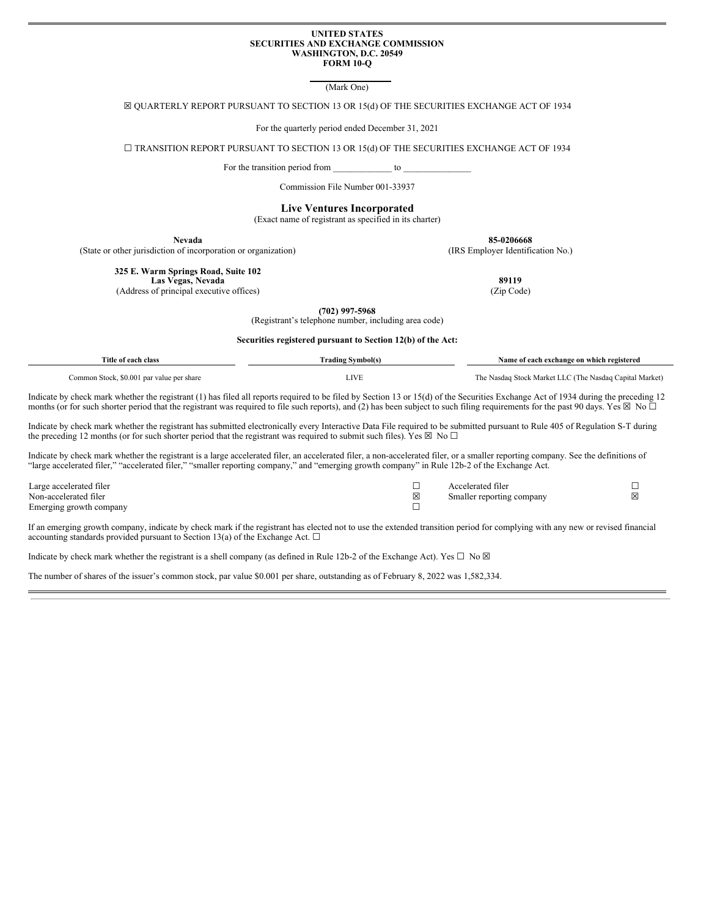**UNITED STATES**
**SECURITIES AND EXCHANGE COMMISSION**
**WASHINGTON, D.C. 20549**
**FORM 10-Q**

(Mark One)

☒ QUARTERLY REPORT PURSUANT TO SECTION 13 OR 15(d) OF THE SECURITIES EXCHANGE ACT OF 1934

For the quarterly period ended December 31, 2021

☐ TRANSITION REPORT PURSUANT TO SECTION 13 OR 15(d) OF THE SECURITIES EXCHANGE ACT OF 1934

For the transition period from _____________ to _______________

Commission File Number 001-33937

# Live Ventures Incorporated

(Exact name of registrant as specified in its charter)

| **Nevada** | **85-0206668** |
|---|---|
| (State or other jurisdiction of incorporation or organization) | (IRS Employer Identification No.) |
| **325 E. Warm Springs Road, Suite 102** **Las Vegas, Nevada** | **89119** |
| (Address of principal executive offices) | (Zip Code) |

**(702) 997-5968**
(Registrant's telephone number, including area code)

**Securities registered pursuant to Section 12(b) of the Act:**

| Title of each class | Trading Symbol(s) | Name of each exchange on which registered |
|---|---|---|
| Common Stock, $0.001 par value per share | LIVE | The Nasdaq Stock Market LLC (The Nasdaq Capital Market) |

Indicate by check mark whether the registrant (1) has filed all reports required to be filed by Section 13 or 15(d) of the Securities Exchange Act of 1934 during the preceding 12 months (or for such shorter period that the registrant was required to file such reports), and (2) has been subject to such filing requirements for the past 90 days. Yes ☒ No ☐

Indicate by check mark whether the registrant has submitted electronically every Interactive Data File required to be submitted pursuant to Rule 405 of Regulation S-T during the preceding 12 months (or for such shorter period that the registrant was required to submit such files). Yes ☒ No ☐

Indicate by check mark whether the registrant is a large accelerated filer, an accelerated filer, a non-accelerated filer, or a smaller reporting company. See the definitions of "large accelerated filer," "accelerated filer," "smaller reporting company," and "emerging growth company" in Rule 12b-2 of the Exchange Act.

| | | | |
|---|---|---|---|
| Large accelerated filer | ☐ | Accelerated filer | ☐ |
| Non-accelerated filer | ☒ | Smaller reporting company | ☒ |
| Emerging growth company | ☐ | | |

If an emerging growth company, indicate by check mark if the registrant has elected not to use the extended transition period for complying with any new or revised financial accounting standards provided pursuant to Section 13(a) of the Exchange Act. ☐

Indicate by check mark whether the registrant is a shell company (as defined in Rule 12b-2 of the Exchange Act). Yes ☐ No ☒

The number of shares of the issuer's common stock, par value $0.001 per share, outstanding as of February 8, 2022 was 1,582,334.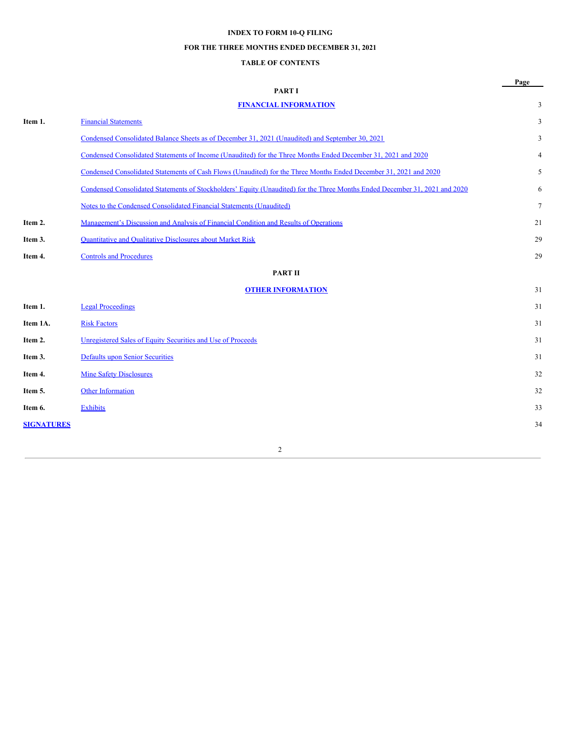**INDEX TO FORM 10-Q FILING**

**FOR THE THREE MONTHS ENDED DECEMBER 31, 2021**

**TABLE OF CONTENTS**

| | | Page |
|---|---|---|
| | **PART I** | |
| | **FINANCIAL INFORMATION** | 3 |
| **Item 1.** | Financial Statements | 3 |
| | Condensed Consolidated Balance Sheets as of December 31, 2021 (Unaudited) and September 30, 2021 | 3 |
| | Condensed Consolidated Statements of Income (Unaudited) for the Three Months Ended December 31, 2021 and 2020 | 4 |
| | Condensed Consolidated Statements of Cash Flows (Unaudited) for the Three Months Ended December 31, 2021 and 2020 | 5 |
| | Condensed Consolidated Statements of Stockholders' Equity (Unaudited) for the Three Months Ended December 31, 2021 and 2020 | 6 |
| | Notes to the Condensed Consolidated Financial Statements (Unaudited) | 7 |
| **Item 2.** | Management's Discussion and Analysis of Financial Condition and Results of Operations | 21 |
| **Item 3.** | Quantitative and Qualitative Disclosures about Market Risk | 29 |
| **Item 4.** | Controls and Procedures | 29 |
| | **PART II** | |
| | **OTHER INFORMATION** | 31 |
| **Item 1.** | Legal Proceedings | 31 |
| **Item 1A.** | Risk Factors | 31 |
| **Item 2.** | Unregistered Sales of Equity Securities and Use of Proceeds | 31 |
| **Item 3.** | Defaults upon Senior Securities | 31 |
| **Item 4.** | Mine Safety Disclosures | 32 |
| **Item 5.** | Other Information | 32 |
| **Item 6.** | Exhibits | 33 |
| **SIGNATURES** | | 34 |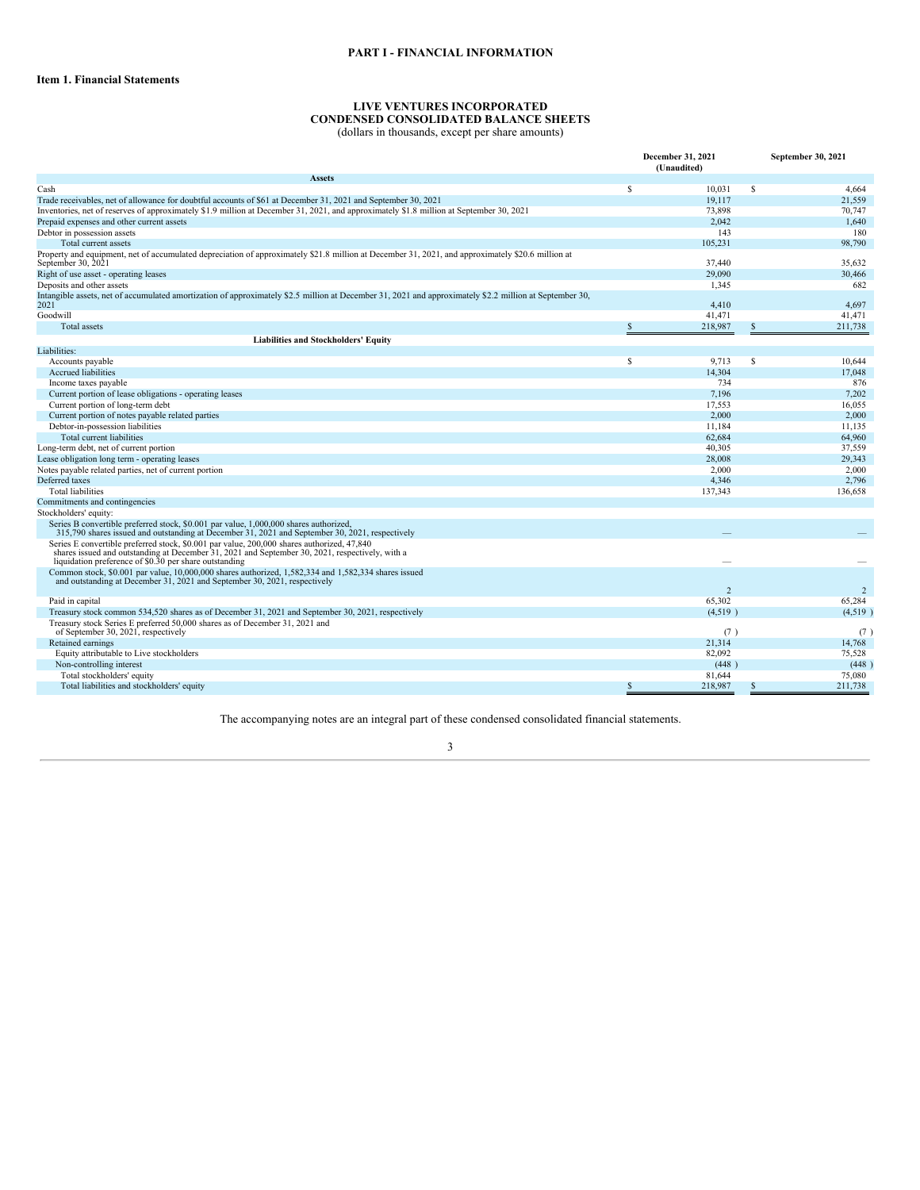# PART I - FINANCIAL INFORMATION

## Item 1. Financial Statements

**LIVE VENTURES INCORPORATED**
**CONDENSED CONSOLIDATED BALANCE SHEETS**
(dollars in thousands, except per share amounts)

| | December 31, 2021 (Unaudited) | September 30, 2021 |
|---|---|---|
| **Assets** | | |
| Cash | $ 10,031 | $ 4,664 |
| Trade receivables, net of allowance for doubtful accounts of $61 at December 31, 2021 and September 30, 2021 | 19,117 | 21,559 |
| Inventories, net of reserves of approximately $1.9 million at December 31, 2021, and approximately $1.8 million at September 30, 2021 | 73,898 | 70,747 |
| Prepaid expenses and other current assets | 2,042 | 1,640 |
| Debtor in possession assets | 143 | 180 |
| Total current assets | 105,231 | 98,790 |
| Property and equipment, net of accumulated depreciation of approximately $21.8 million at December 31, 2021, and approximately $20.6 million at September 30, 2021 | 37,440 | 35,632 |
| Right of use asset - operating leases | 29,090 | 30,466 |
| Deposits and other assets | 1,345 | 682 |
| Intangible assets, net of accumulated amortization of approximately $2.5 million at December 31, 2021 and approximately $2.2 million at September 30, 2021 | 4,410 | 4,697 |
| Goodwill | 41,471 | 41,471 |
| Total assets | $ 218,987 | $ 211,738 |
| **Liabilities and Stockholders' Equity** | | |
| Liabilities: | | |
| Accounts payable | $ 9,713 | $ 10,644 |
| Accrued liabilities | 14,304 | 17,048 |
| Income taxes payable | 734 | 876 |
| Current portion of lease obligations - operating leases | 7,196 | 7,202 |
| Current portion of long-term debt | 17,553 | 16,055 |
| Current portion of notes payable related parties | 2,000 | 2,000 |
| Debtor-in-possession liabilities | 11,184 | 11,135 |
| Total current liabilities | 62,684 | 64,960 |
| Long-term debt, net of current portion | 40,305 | 37,559 |
| Lease obligation long term - operating leases | 28,008 | 29,343 |
| Notes payable related parties, net of current portion | 2,000 | 2,000 |
| Deferred taxes | 4,346 | 2,796 |
| Total liabilities | 137,343 | 136,658 |
| Commitments and contingencies | | |
| Stockholders' equity: | | |
| Series B convertible preferred stock, $0.001 par value, 1,000,000 shares authorized, 315,790 shares issued and outstanding at December 31, 2021 and September 30, 2021, respectively | — | — |
| Series E convertible preferred stock, $0.001 par value, 200,000 shares authorized, 47,840 shares issued and outstanding at December 31, 2021 and September 30, 2021, respectively, with a liquidation preference of $0.30 per share outstanding | — | — |
| Common stock, $0.001 par value, 10,000,000 shares authorized, 1,582,334 and 1,582,334 shares issued and outstanding at December 31, 2021 and September 30, 2021, respectively | 2 | 2 |
| Paid in capital | 65,302 | 65,284 |
| Treasury stock common 534,520 shares as of December 31, 2021 and September 30, 2021, respectively | (4,519 ) | (4,519 ) |
| Treasury stock Series E preferred 50,000 shares as of December 31, 2021 and of September 30, 2021, respectively | (7 ) | (7 ) |
| Retained earnings | 21,314 | 14,768 |
| Equity attributable to Live stockholders | 82,092 | 75,528 |
| Non-controlling interest | (448 ) | (448 ) |
| Total stockholders' equity | 81,644 | 75,080 |
| Total liabilities and stockholders' equity | $ 218,987 | $ 211,738 |

The accompanying notes are an integral part of these condensed consolidated financial statements.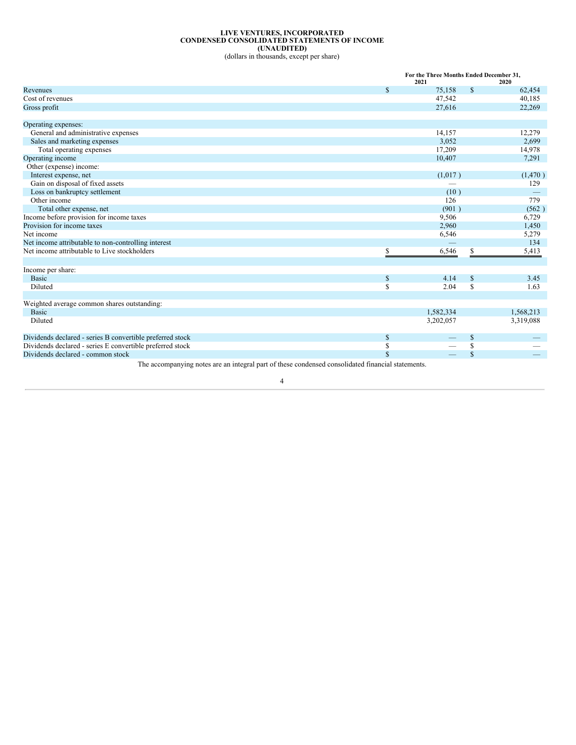# LIVE VENTURES, INCORPORATED
## CONDENSED CONSOLIDATED STATEMENTS OF INCOME
## (UNAUDITED)
(dollars in thousands, except per share)

| | For the Three Months Ended December 31, 2021 | 2020 |
|---|---|---|
| Revenues | $ 75,158 | $ 62,454 |
| Cost of revenues | 47,542 | 40,185 |
| Gross profit | 27,616 | 22,269 |
| | | |
| Operating expenses: | | |
| General and administrative expenses | 14,157 | 12,279 |
| Sales and marketing expenses | 3,052 | 2,699 |
| Total operating expenses | 17,209 | 14,978 |
| Operating income | 10,407 | 7,291 |
| Other (expense) income: | | |
| Interest expense, net | (1,017 ) | (1,470 ) |
| Gain on disposal of fixed assets | — | 129 |
| Loss on bankruptcy settlement | (10 ) | — |
| Other income | 126 | 779 |
| Total other expense, net | (901 ) | (562 ) |
| Income before provision for income taxes | 9,506 | 6,729 |
| Provision for income taxes | 2,960 | 1,450 |
| Net income | 6,546 | 5,279 |
| Net income attributable to non-controlling interest | — | 134 |
| Net income attributable to Live stockholders | $ 6,546 | $ 5,413 |
| | | |
| Income per share: | | |
| Basic | $ 4.14 | $ 3.45 |
| Diluted | $ 2.04 | $ 1.63 |
| | | |
| Weighted average common shares outstanding: | | |
| Basic | 1,582,334 | 1,568,213 |
| Diluted | 3,202,057 | 3,319,088 |
| | | |
| Dividends declared - series B convertible preferred stock | $ — | $ — |
| Dividends declared - series E convertible preferred stock | $ — | $ — |
| Dividends declared - common stock | $ — | $ — |

The accompanying notes are an integral part of these condensed consolidated financial statements.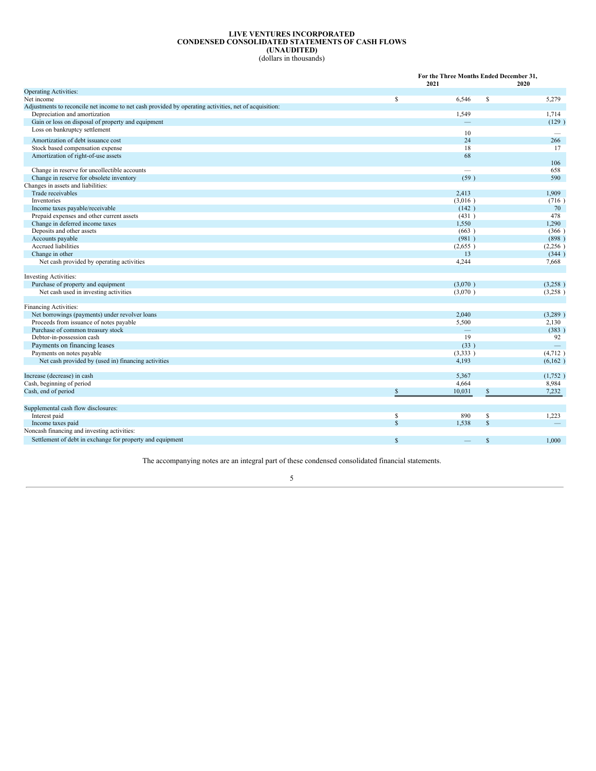# LIVE VENTURES INCORPORATED
## CONDENSED CONSOLIDATED STATEMENTS OF CASH FLOWS
## (UNAUDITED)
(dollars in thousands)

| | For the Three Months Ended December 31, | |
|---|---|---|
| | 2021 | 2020 |
| Operating Activities: | | |
| Net income | $ 6,546 | $ 5,279 |
| Adjustments to reconcile net income to net cash provided by operating activities, net of acquisition: | | |
| Depreciation and amortization | 1,549 | 1,714 |
| Gain or loss on disposal of property and equipment | — | (129 ) |
| Loss on bankruptcy settlement | 10 | — |
| Amortization of debt issuance cost | 24 | 266 |
| Stock based compensation expense | 18 | 17 |
| Amortization of right-of-use assets | 68 | 106 |
| Change in reserve for uncollectible accounts | — | 658 |
| Change in reserve for obsolete inventory | (59 ) | 590 |
| Changes in assets and liabilities: | | |
| Trade receivables | 2,413 | 1,909 |
| Inventories | (3,016 ) | (716 ) |
| Income taxes payable/receivable | (142 ) | 70 |
| Prepaid expenses and other current assets | (431 ) | 478 |
| Change in deferred income taxes | 1,550 | 1,290 |
| Deposits and other assets | (663 ) | (366 ) |
| Accounts payable | (981 ) | (898 ) |
| Accrued liabilities | (2,655 ) | (2,256 ) |
| Change in other | 13 | (344 ) |
| Net cash provided by operating activities | 4,244 | 7,668 |
| | | |
| Investing Activities: | | |
| Purchase of property and equipment | (3,070 ) | (3,258 ) |
| Net cash used in investing activities | (3,070 ) | (3,258 ) |
| | | |
| Financing Activities: | | |
| Net borrowings (payments) under revolver loans | 2,040 | (3,289 ) |
| Proceeds from issuance of notes payable | 5,500 | 2,130 |
| Purchase of common treasury stock | — | (383 ) |
| Debtor-in-possession cash | 19 | 92 |
| Payments on financing leases | (33 ) | — |
| Payments on notes payable | (3,333 ) | (4,712 ) |
| Net cash provided by (used in) financing activities | 4,193 | (6,162 ) |
| | | |
| Increase (decrease) in cash | 5,367 | (1,752 ) |
| Cash, beginning of period | 4,664 | 8,984 |
| Cash, end of period | $ 10,031 | $ 7,232 |
| | | |
| Supplemental cash flow disclosures: | | |
| Interest paid | $ 890 | $ 1,223 |
| Income taxes paid | $ 1,538 | $ — |
| Noncash financing and investing activities: | | |
| Settlement of debt in exchange for property and equipment | $ — | $ 1,000 |

The accompanying notes are an integral part of these condensed consolidated financial statements.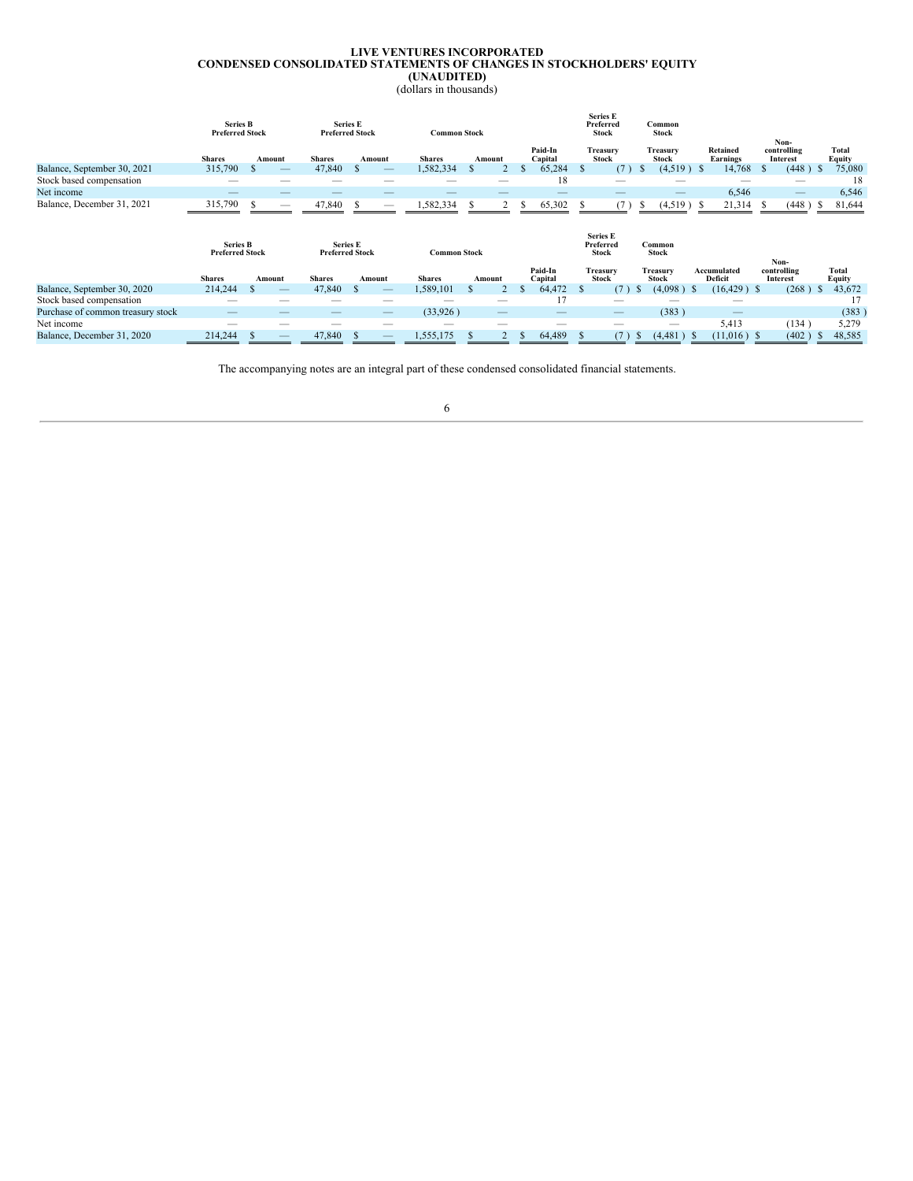# LIVE VENTURES INCORPORATED
## CONDENSED CONSOLIDATED STATEMENTS OF CHANGES IN STOCKHOLDERS' EQUITY
### (UNAUDITED)
(dollars in thousands)

| | Series B Preferred Stock | | Series E Preferred Stock | | Common Stock | | | Series E Preferred Stock | Common Stock | | | |
|---|---|---|---|---|---|---|---|---|---|---|---|---|
| | Shares | Amount | Shares | Amount | Shares | Amount | Paid-In Capital | Treasury Stock | Treasury Stock | Retained Earnings | Non-controlling Interest | Total Equity |
| Balance, September 30, 2021 | 315,790 | $ — | 47,840 | $ — | 1,582,334 | $ 2 | $ 65,284 | $ (7) | $ (4,519) | $ 14,768 | $ (448) | $ 75,080 |
| Stock based compensation | — | — | — | — | — | — | 18 | — | — | — | — | 18 |
| Net income | — | — | — | — | — | — | — | — | — | 6,546 | — | 6,546 |
| Balance, December 31, 2021 | 315,790 | $ — | 47,840 | $ — | 1,582,334 | $ 2 | $ 65,302 | $ (7) | $ (4,519) | $ 21,314 | $ (448) | $ 81,644 |

| | Series B Preferred Stock | | Series E Preferred Stock | | Common Stock | | | Series E Preferred Stock | Common Stock | | | |
|---|---|---|---|---|---|---|---|---|---|---|---|---|
| | Shares | Amount | Shares | Amount | Shares | Amount | Paid-In Capital | Treasury Stock | Treasury Stock | Accumulated Deficit | Non-controlling Interest | Total Equity |
| Balance, September 30, 2020 | 214,244 | $ — | 47,840 | $ — | 1,589,101 | $ 2 | $ 64,472 | $ (7) | $ (4,098) | $ (16,429) | $ (268) | $ 43,672 |
| Stock based compensation | — | — | — | — | — | — | 17 | — | — | — | — | 17 |
| Purchase of common treasury stock | — | — | — | — | (33,926) | — | — | — | (383) | — | | (383) |
| Net income | — | — | — | — | — | — | — | — | — | 5,413 | (134) | 5,279 |
| Balance, December 31, 2020 | 214,244 | $ — | 47,840 | $ — | 1,555,175 | $ 2 | $ 64,489 | $ (7) | $ (4,481) | $ (11,016) | $ (402) | $ 48,585 |

The accompanying notes are an integral part of these condensed consolidated financial statements.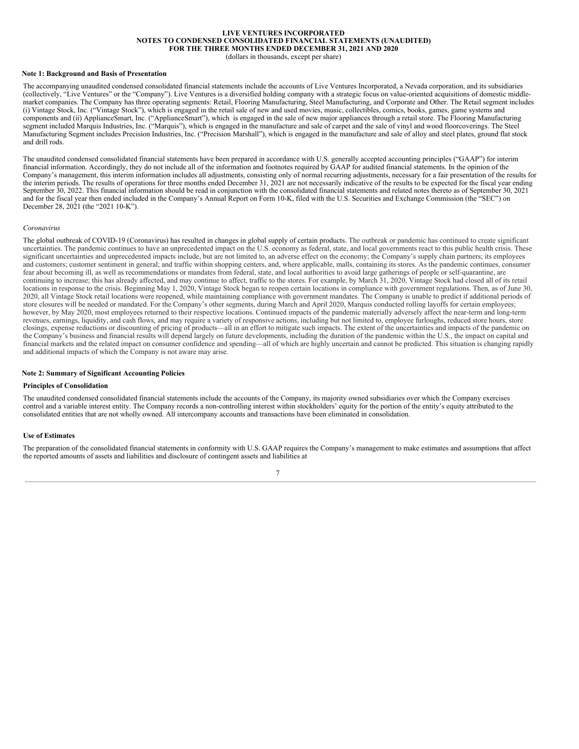**LIVE VENTURES INCORPORATED**
**NOTES TO CONDENSED CONSOLIDATED FINANCIAL STATEMENTS (UNAUDITED)**
**FOR THE THREE MONTHS ENDED DECEMBER 31, 2021 AND 2020**
(dollars in thousands, except per share)

**Note 1: Background and Basis of Presentation**

The accompanying unaudited condensed consolidated financial statements include the accounts of Live Ventures Incorporated, a Nevada corporation, and its subsidiaries (collectively, "Live Ventures" or the "Company"). Live Ventures is a diversified holding company with a strategic focus on value-oriented acquisitions of domestic middle-market companies. The Company has three operating segments: Retail, Flooring Manufacturing, Steel Manufacturing, and Corporate and Other. The Retail segment includes (i) Vintage Stock, Inc. ("Vintage Stock"), which is engaged in the retail sale of new and used movies, music, collectibles, comics, books, games, game systems and components and (ii) ApplianceSmart, Inc. ("ApplianceSmart"), which is engaged in the sale of new major appliances through a retail store. The Flooring Manufacturing segment included Marquis Industries, Inc. ("Marquis"), which is engaged in the manufacture and sale of carpet and the sale of vinyl and wood floorcoverings. The Steel Manufacturing Segment includes Precision Industries, Inc. ("Precision Marshall"), which is engaged in the manufacture and sale of alloy and steel plates, ground flat stock and drill rods.

The unaudited condensed consolidated financial statements have been prepared in accordance with U.S. generally accepted accounting principles ("GAAP") for interim financial information. Accordingly, they do not include all of the information and footnotes required by GAAP for audited financial statements. In the opinion of the Company's management, this interim information includes all adjustments, consisting only of normal recurring adjustments, necessary for a fair presentation of the results for the interim periods. The results of operations for three months ended December 31, 2021 are not necessarily indicative of the results to be expected for the fiscal year ending September 30, 2022. This financial information should be read in conjunction with the consolidated financial statements and related notes thereto as of September 30, 2021 and for the fiscal year then ended included in the Company's Annual Report on Form 10-K, filed with the U.S. Securities and Exchange Commission (the "SEC") on December 28, 2021 (the "2021 10-K").

*Coronavirus*

The global outbreak of COVID-19 (Coronavirus) has resulted in changes in global supply of certain products. The outbreak or pandemic has continued to create significant uncertainties. The pandemic continues to have an unprecedented impact on the U.S. economy as federal, state, and local governments react to this public health crisis. These significant uncertainties and unprecedented impacts include, but are not limited to, an adverse effect on the economy; the Company's supply chain partners; its employees and customers; customer sentiment in general; and traffic within shopping centers, and, where applicable, malls, containing its stores. As the pandemic continues, consumer fear about becoming ill, as well as recommendations or mandates from federal, state, and local authorities to avoid large gatherings of people or self-quarantine, are continuing to increase; this has already affected, and may continue to affect, traffic to the stores. For example, by March 31, 2020, Vintage Stock had closed all of its retail locations in response to the crisis. Beginning May 1, 2020, Vintage Stock began to reopen certain locations in compliance with government regulations. Then, as of June 30, 2020, all Vintage Stock retail locations were reopened, while maintaining compliance with government mandates. The Company is unable to predict if additional periods of store closures will be needed or mandated. For the Company's other segments, during March and April 2020, Marquis conducted rolling layoffs for certain employees; however, by May 2020, most employees returned to their respective locations. Continued impacts of the pandemic materially adversely affect the near-term and long-term revenues, earnings, liquidity, and cash flows, and may require a variety of responsive actions, including but not limited to, employee furloughs, reduced store hours, store closings, expense reductions or discounting of pricing of products—all in an effort to mitigate such impacts. The extent of the uncertainties and impacts of the pandemic on the Company's business and financial results will depend largely on future developments, including the duration of the pandemic within the U.S., the impact on capital and financial markets and the related impact on consumer confidence and spending—all of which are highly uncertain and cannot be predicted. This situation is changing rapidly and additional impacts of which the Company is not aware may arise.

**Note 2: Summary of Significant Accounting Policies**

**Principles of Consolidation**

The unaudited condensed consolidated financial statements include the accounts of the Company, its majority owned subsidiaries over which the Company exercises control and a variable interest entity. The Company records a non-controlling interest within stockholders' equity for the portion of the entity's equity attributed to the consolidated entities that are not wholly owned. All intercompany accounts and transactions have been eliminated in consolidation.

**Use of Estimates**

The preparation of the consolidated financial statements in conformity with U.S. GAAP requires the Company's management to make estimates and assumptions that affect the reported amounts of assets and liabilities and disclosure of contingent assets and liabilities at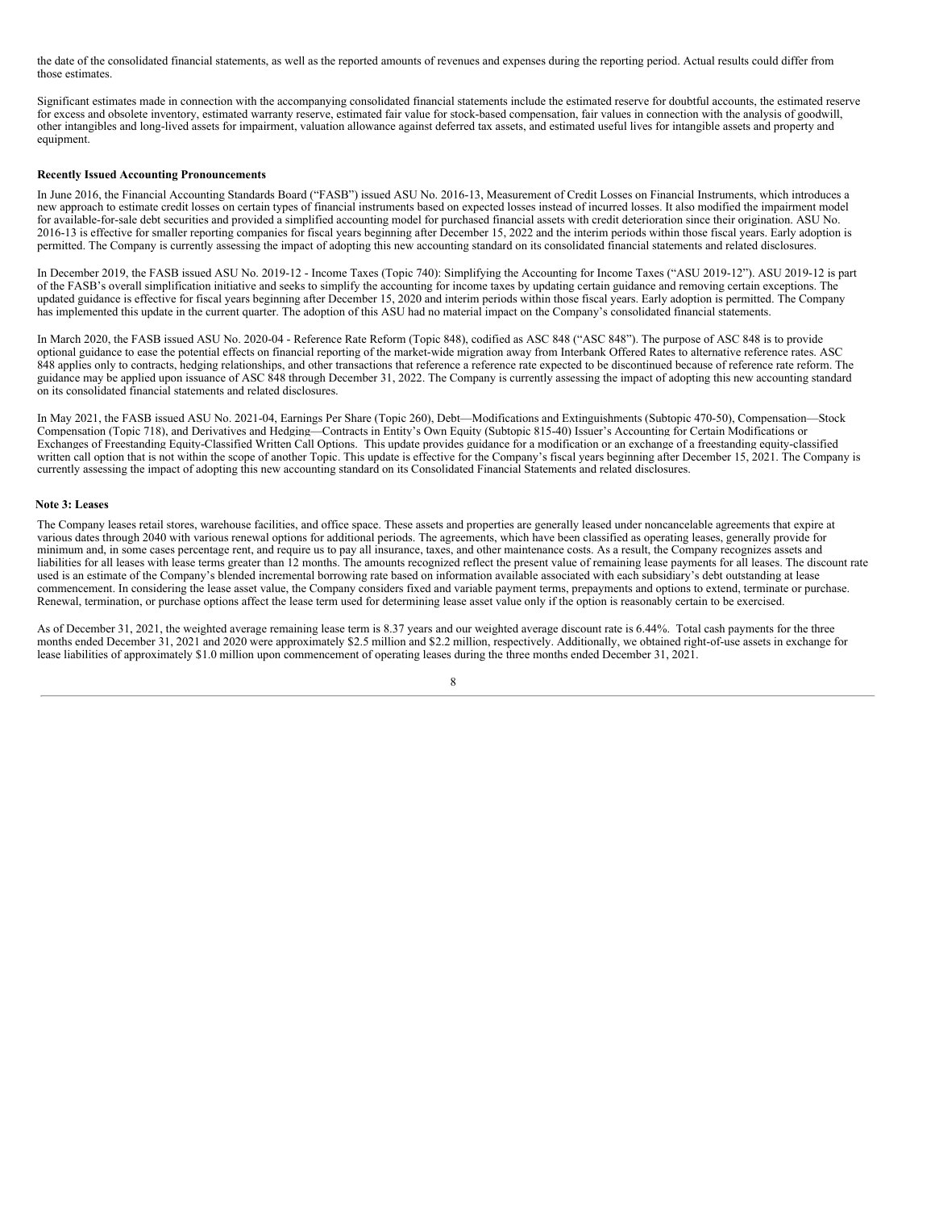the date of the consolidated financial statements, as well as the reported amounts of revenues and expenses during the reporting period. Actual results could differ from those estimates.

Significant estimates made in connection with the accompanying consolidated financial statements include the estimated reserve for doubtful accounts, the estimated reserve for excess and obsolete inventory, estimated warranty reserve, estimated fair value for stock-based compensation, fair values in connection with the analysis of goodwill, other intangibles and long-lived assets for impairment, valuation allowance against deferred tax assets, and estimated useful lives for intangible assets and property and equipment.

**Recently Issued Accounting Pronouncements**

In June 2016, the Financial Accounting Standards Board ("FASB") issued ASU No. 2016-13, Measurement of Credit Losses on Financial Instruments, which introduces a new approach to estimate credit losses on certain types of financial instruments based on expected losses instead of incurred losses. It also modified the impairment model for available-for-sale debt securities and provided a simplified accounting model for purchased financial assets with credit deterioration since their origination. ASU No. 2016-13 is effective for smaller reporting companies for fiscal years beginning after December 15, 2022 and the interim periods within those fiscal years. Early adoption is permitted. The Company is currently assessing the impact of adopting this new accounting standard on its consolidated financial statements and related disclosures.

In December 2019, the FASB issued ASU No. 2019-12 - Income Taxes (Topic 740): Simplifying the Accounting for Income Taxes ("ASU 2019-12"). ASU 2019-12 is part of the FASB's overall simplification initiative and seeks to simplify the accounting for income taxes by updating certain guidance and removing certain exceptions. The updated guidance is effective for fiscal years beginning after December 15, 2020 and interim periods within those fiscal years. Early adoption is permitted. The Company has implemented this update in the current quarter. The adoption of this ASU had no material impact on the Company's consolidated financial statements.

In March 2020, the FASB issued ASU No. 2020-04 - Reference Rate Reform (Topic 848), codified as ASC 848 ("ASC 848"). The purpose of ASC 848 is to provide optional guidance to ease the potential effects on financial reporting of the market-wide migration away from Interbank Offered Rates to alternative reference rates. ASC 848 applies only to contracts, hedging relationships, and other transactions that reference a reference rate expected to be discontinued because of reference rate reform. The guidance may be applied upon issuance of ASC 848 through December 31, 2022. The Company is currently assessing the impact of adopting this new accounting standard on its consolidated financial statements and related disclosures.

In May 2021, the FASB issued ASU No. 2021-04, Earnings Per Share (Topic 260), Debt—Modifications and Extinguishments (Subtopic 470-50), Compensation—Stock Compensation (Topic 718), and Derivatives and Hedging—Contracts in Entity's Own Equity (Subtopic 815-40) Issuer's Accounting for Certain Modifications or Exchanges of Freestanding Equity-Classified Written Call Options. This update provides guidance for a modification or an exchange of a freestanding equity-classified written call option that is not within the scope of another Topic. This update is effective for the Company's fiscal years beginning after December 15, 2021. The Company is currently assessing the impact of adopting this new accounting standard on its Consolidated Financial Statements and related disclosures.

**Note 3: Leases**

The Company leases retail stores, warehouse facilities, and office space. These assets and properties are generally leased under noncancelable agreements that expire at various dates through 2040 with various renewal options for additional periods. The agreements, which have been classified as operating leases, generally provide for minimum and, in some cases percentage rent, and require us to pay all insurance, taxes, and other maintenance costs. As a result, the Company recognizes assets and liabilities for all leases with lease terms greater than 12 months. The amounts recognized reflect the present value of remaining lease payments for all leases. The discount rate used is an estimate of the Company's blended incremental borrowing rate based on information available associated with each subsidiary's debt outstanding at lease commencement. In considering the lease asset value, the Company considers fixed and variable payment terms, prepayments and options to extend, terminate or purchase. Renewal, termination, or purchase options affect the lease term used for determining lease asset value only if the option is reasonably certain to be exercised.

As of December 31, 2021, the weighted average remaining lease term is 8.37 years and our weighted average discount rate is 6.44%. Total cash payments for the three months ended December 31, 2021 and 2020 were approximately $2.5 million and $2.2 million, respectively. Additionally, we obtained right-of-use assets in exchange for lease liabilities of approximately $1.0 million upon commencement of operating leases during the three months ended December 31, 2021.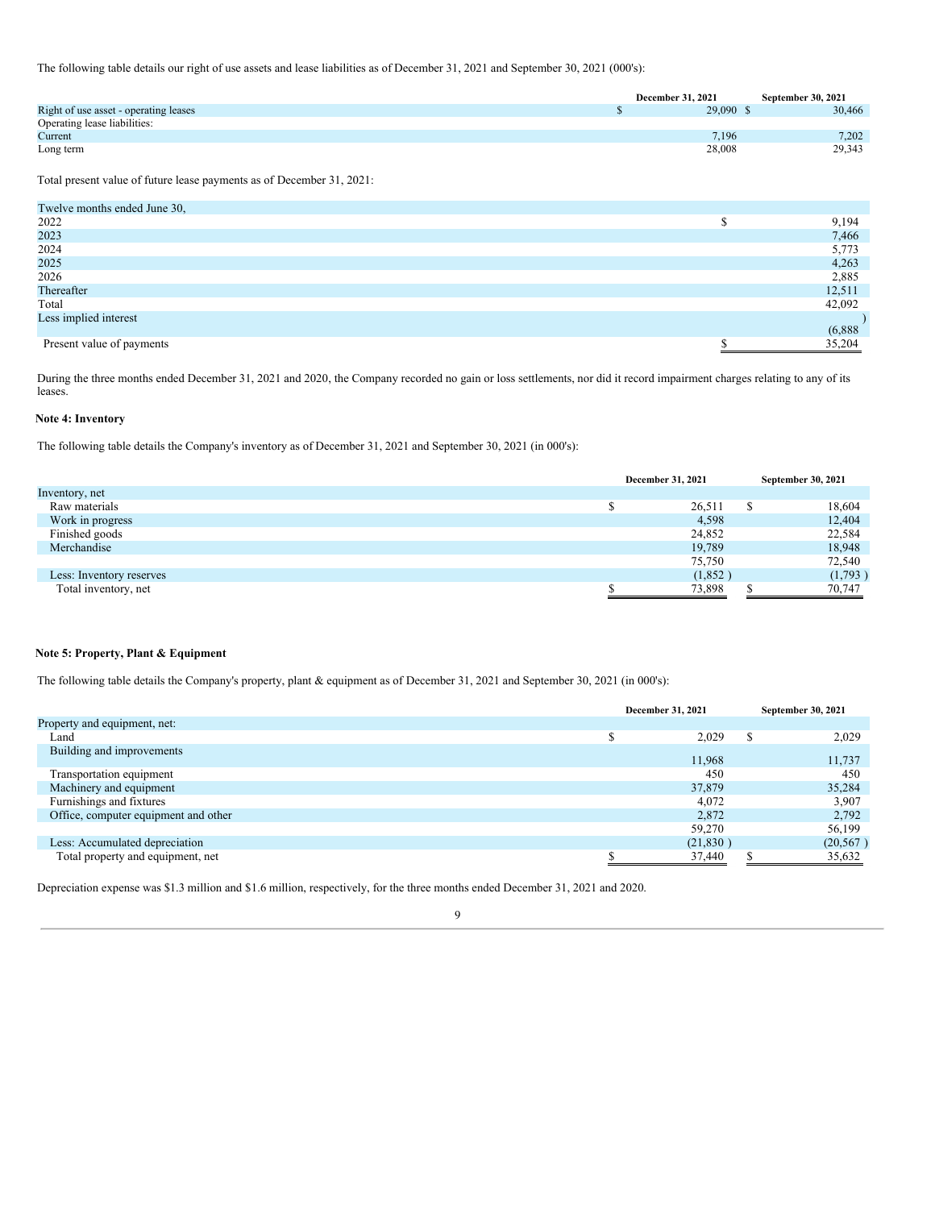The following table details our right of use assets and lease liabilities as of December 31, 2021 and September 30, 2021 (000's):

| | December 31, 2021 | September 30, 2021 |
|---|---|---|
| Right of use asset - operating leases | $ 29,090 | $ 30,466 |
| Operating lease liabilities: | | |
| Current | 7,196 | 7,202 |
| Long term | 28,008 | 29,343 |

Total present value of future lease payments as of December 31, 2021:

| Twelve months ended June 30, | |
|---|---|
| 2022 | $ 9,194 |
| 2023 | 7,466 |
| 2024 | 5,773 |
| 2025 | 4,263 |
| 2026 | 2,885 |
| Thereafter | 12,511 |
| Total | 42,092 |
| Less implied interest | (6,888) |
| Present value of payments | $ 35,204 |

During the three months ended December 31, 2021 and 2020, the Company recorded no gain or loss settlements, nor did it record impairment charges relating to any of its leases.

**Note 4: Inventory**

The following table details the Company's inventory as of December 31, 2021 and September 30, 2021 (in 000's):

| | December 31, 2021 | September 30, 2021 |
|---|---|---|
| Inventory, net | | |
| Raw materials | $ 26,511 | $ 18,604 |
| Work in progress | 4,598 | 12,404 |
| Finished goods | 24,852 | 22,584 |
| Merchandise | 19,789 | 18,948 |
| | 75,750 | 72,540 |
| Less: Inventory reserves | (1,852) | (1,793) |
| Total inventory, net | $ 73,898 | $ 70,747 |

**Note 5: Property, Plant & Equipment**

The following table details the Company's property, plant & equipment as of December 31, 2021 and September 30, 2021 (in 000's):

| | December 31, 2021 | September 30, 2021 |
|---|---|---|
| Property and equipment, net: | | |
| Land | $ 2,029 | $ 2,029 |
| Building and improvements | 11,968 | 11,737 |
| Transportation equipment | 450 | 450 |
| Machinery and equipment | 37,879 | 35,284 |
| Furnishings and fixtures | 4,072 | 3,907 |
| Office, computer equipment and other | 2,872 | 2,792 |
| | 59,270 | 56,199 |
| Less: Accumulated depreciation | (21,830) | (20,567) |
| Total property and equipment, net | $ 37,440 | $ 35,632 |

Depreciation expense was $1.3 million and $1.6 million, respectively, for the three months ended December 31, 2021 and 2020.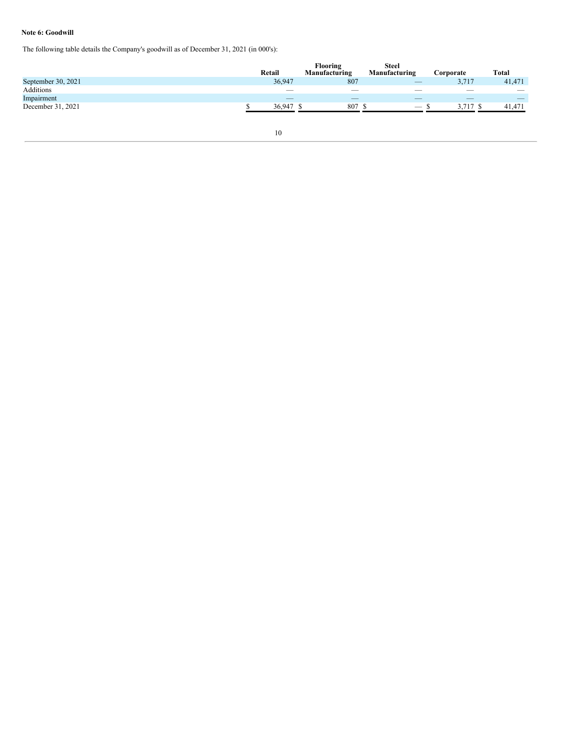**Note 6: Goodwill**

The following table details the Company's goodwill as of December 31, 2021 (in 000's):

| | Retail | Flooring Manufacturing | Steel Manufacturing | Corporate | Total |
|---|---|---|---|---|---|
| September 30, 2021 | 36,947 | 807 | — | 3,717 | 41,471 |
| Additions | — | — | — | — | — |
| Impairment | — | — | — | — | — |
| December 31, 2021 | $ 36,947 | $ 807 | $ — | $ 3,717 | $ 41,471 |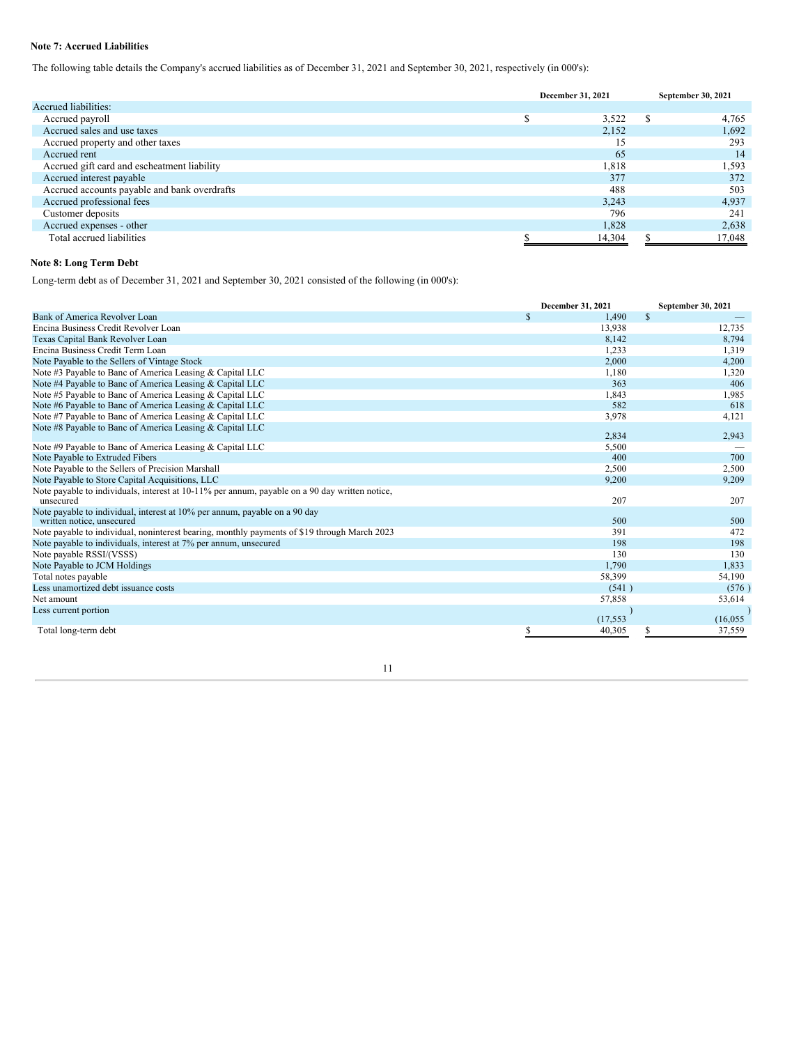### Note 7: Accrued Liabilities

The following table details the Company's accrued liabilities as of December 31, 2021 and September 30, 2021, respectively (in 000's):

| | December 31, 2021 | September 30, 2021 |
|---|---|---|
| Accrued liabilities: | | |
| Accrued payroll | $ 3,522 | $ 4,765 |
| Accrued sales and use taxes | 2,152 | 1,692 |
| Accrued property and other taxes | 15 | 293 |
| Accrued rent | 65 | 14 |
| Accrued gift card and escheatment liability | 1,818 | 1,593 |
| Accrued interest payable | 377 | 372 |
| Accrued accounts payable and bank overdrafts | 488 | 503 |
| Accrued professional fees | 3,243 | 4,937 |
| Customer deposits | 796 | 241 |
| Accrued expenses - other | 1,828 | 2,638 |
| Total accrued liabilities | $ 14,304 | $ 17,048 |

### Note 8: Long Term Debt

Long-term debt as of December 31, 2021 and September 30, 2021 consisted of the following (in 000's):

| | December 31, 2021 | September 30, 2021 |
|---|---|---|
| Bank of America Revolver Loan | $ 1,490 | $ — |
| Encina Business Credit Revolver Loan | 13,938 | 12,735 |
| Texas Capital Bank Revolver Loan | 8,142 | 8,794 |
| Encina Business Credit Term Loan | 1,233 | 1,319 |
| Note Payable to the Sellers of Vintage Stock | 2,000 | 4,200 |
| Note #3 Payable to Banc of America Leasing & Capital LLC | 1,180 | 1,320 |
| Note #4 Payable to Banc of America Leasing & Capital LLC | 363 | 406 |
| Note #5 Payable to Banc of America Leasing & Capital LLC | 1,843 | 1,985 |
| Note #6 Payable to Banc of America Leasing & Capital LLC | 582 | 618 |
| Note #7 Payable to Banc of America Leasing & Capital LLC | 3,978 | 4,121 |
| Note #8 Payable to Banc of America Leasing & Capital LLC | 2,834 | 2,943 |
| Note #9 Payable to Banc of America Leasing & Capital LLC | 5,500 | — |
| Note Payable to Extruded Fibers | 400 | 700 |
| Note Payable to the Sellers of Precision Marshall | 2,500 | 2,500 |
| Note Payable to Store Capital Acquisitions, LLC | 9,200 | 9,209 |
| Note payable to individuals, interest at 10-11% per annum, payable on a 90 day written notice, unsecured | 207 | 207 |
| Note payable to individual, interest at 10% per annum, payable on a 90 day written notice, unsecured | 500 | 500 |
| Note payable to individual, noninterest bearing, monthly payments of $19 through March 2023 | 391 | 472 |
| Note payable to individuals, interest at 7% per annum, unsecured | 198 | 198 |
| Note payable RSSI/(VSSS) | 130 | 130 |
| Note Payable to JCM Holdings | 1,790 | 1,833 |
| Total notes payable | 58,399 | 54,190 |
| Less unamortized debt issuance costs | (541 ) | (576 ) |
| Net amount | 57,858 | 53,614 |
| Less current portion | (17,553 ) | (16,055 ) |
| Total long-term debt | $ 40,305 | $ 37,559 |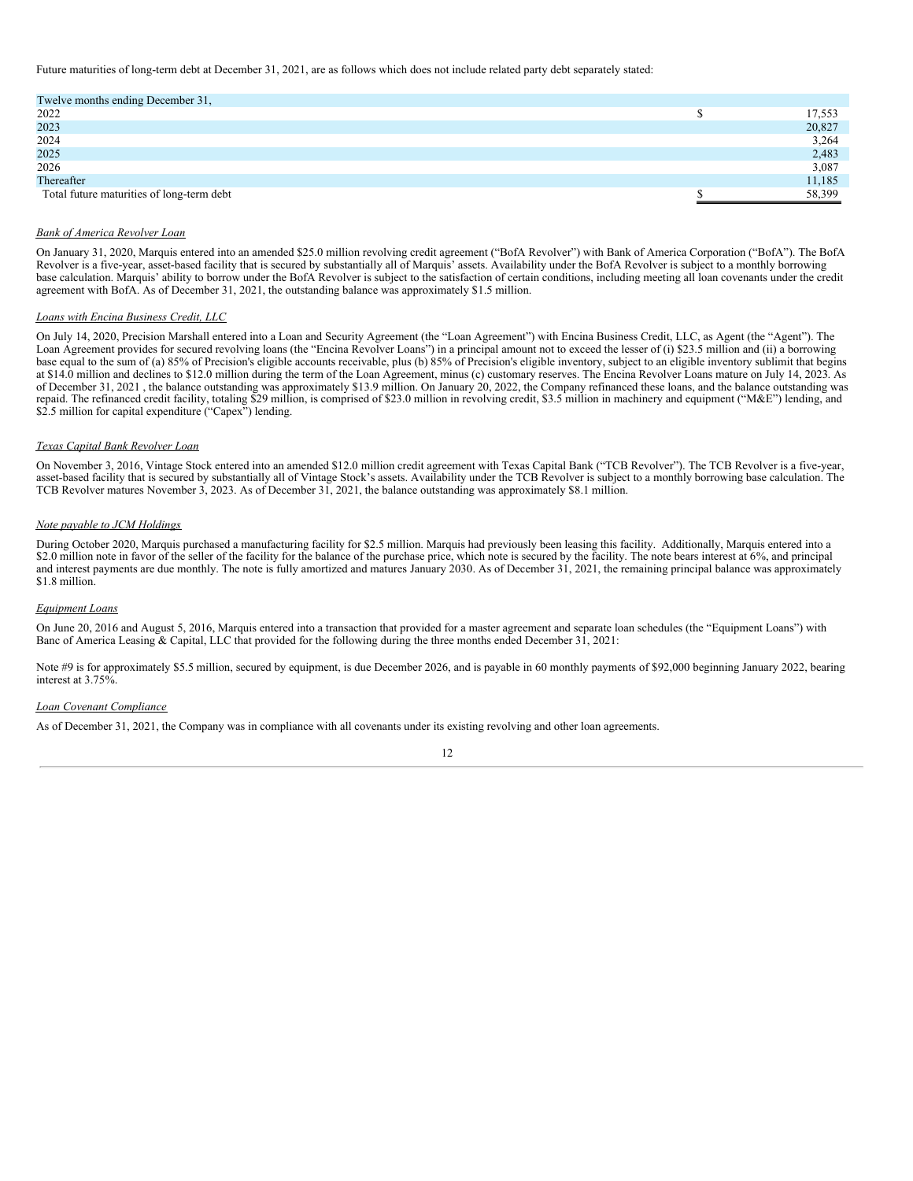Future maturities of long-term debt at December 31, 2021, are as follows which does not include related party debt separately stated:

| Twelve months ending December 31, | |
|---|---|
| 2022 | $ 17,553 |
| 2023 | 20,827 |
| 2024 | 3,264 |
| 2025 | 2,483 |
| 2026 | 3,087 |
| Thereafter | 11,185 |
| Total future maturities of long-term debt | $ 58,399 |

*Bank of America Revolver Loan*

On January 31, 2020, Marquis entered into an amended $25.0 million revolving credit agreement ("BofA Revolver") with Bank of America Corporation ("BofA"). The BofA Revolver is a five-year, asset-based facility that is secured by substantially all of Marquis' assets. Availability under the BofA Revolver is subject to a monthly borrowing base calculation. Marquis' ability to borrow under the BofA Revolver is subject to the satisfaction of certain conditions, including meeting all loan covenants under the credit agreement with BofA. As of December 31, 2021, the outstanding balance was approximately $1.5 million.

*Loans with Encina Business Credit, LLC*

On July 14, 2020, Precision Marshall entered into a Loan and Security Agreement (the "Loan Agreement") with Encina Business Credit, LLC, as Agent (the "Agent"). The Loan Agreement provides for secured revolving loans (the "Encina Revolver Loans") in a principal amount not to exceed the lesser of (i) $23.5 million and (ii) a borrowing base equal to the sum of (a) 85% of Precision's eligible accounts receivable, plus (b) 85% of Precision's eligible inventory, subject to an eligible inventory sublimit that begins at $14.0 million and declines to $12.0 million during the term of the Loan Agreement, minus (c) customary reserves. The Encina Revolver Loans mature on July 14, 2023. As of December 31, 2021 , the balance outstanding was approximately $13.9 million. On January 20, 2022, the Company refinanced these loans, and the balance outstanding was repaid. The refinanced credit facility, totaling $29 million, is comprised of $23.0 million in revolving credit, $3.5 million in machinery and equipment ("M&E") lending, and $2.5 million for capital expenditure ("Capex") lending.

*Texas Capital Bank Revolver Loan*

On November 3, 2016, Vintage Stock entered into an amended $12.0 million credit agreement with Texas Capital Bank ("TCB Revolver"). The TCB Revolver is a five-year, asset-based facility that is secured by substantially all of Vintage Stock's assets. Availability under the TCB Revolver is subject to a monthly borrowing base calculation. The TCB Revolver matures November 3, 2023. As of December 31, 2021, the balance outstanding was approximately $8.1 million.

*Note payable to JCM Holdings*

During October 2020, Marquis purchased a manufacturing facility for $2.5 million. Marquis had previously been leasing this facility. Additionally, Marquis entered into a $2.0 million note in favor of the seller of the facility for the balance of the purchase price, which note is secured by the facility. The note bears interest at 6%, and principal and interest payments are due monthly. The note is fully amortized and matures January 2030. As of December 31, 2021, the remaining principal balance was approximately $1.8 million.

*Equipment Loans*

On June 20, 2016 and August 5, 2016, Marquis entered into a transaction that provided for a master agreement and separate loan schedules (the "Equipment Loans") with Banc of America Leasing & Capital, LLC that provided for the following during the three months ended December 31, 2021:

Note #9 is for approximately $5.5 million, secured by equipment, is due December 2026, and is payable in 60 monthly payments of $92,000 beginning January 2022, bearing interest at 3.75%.

*Loan Covenant Compliance*

As of December 31, 2021, the Company was in compliance with all covenants under its existing revolving and other loan agreements.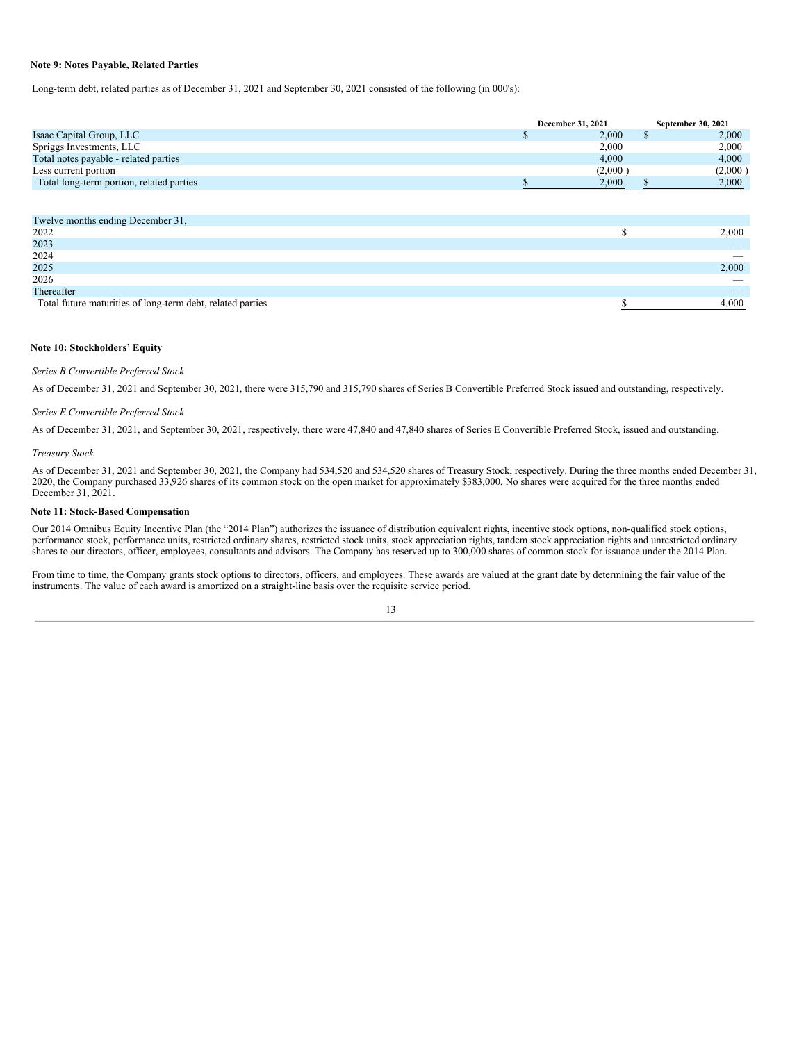**Note 9: Notes Payable, Related Parties**

Long-term debt, related parties as of December 31, 2021 and September 30, 2021 consisted of the following (in 000's):

| | December 31, 2021 | September 30, 2021 |
|---|---|---|
| Isaac Capital Group, LLC | $ 2,000 | $ 2,000 |
| Spriggs Investments, LLC | 2,000 | 2,000 |
| Total notes payable - related parties | 4,000 | 4,000 |
| Less current portion | (2,000 ) | (2,000 ) |
| Total long-term portion, related parties | $ 2,000 | $ 2,000 |

| Twelve months ending December 31, | |
|---|---|
| 2022 | $ 2,000 |
| 2023 | — |
| 2024 | — |
| 2025 | 2,000 |
| 2026 | — |
| Thereafter | — |
| Total future maturities of long-term debt, related parties | $ 4,000 |

**Note 10: Stockholders' Equity**

*Series B Convertible Preferred Stock*

As of December 31, 2021 and September 30, 2021, there were 315,790 and 315,790 shares of Series B Convertible Preferred Stock issued and outstanding, respectively.

*Series E Convertible Preferred Stock*

As of December 31, 2021, and September 30, 2021, respectively, there were 47,840 and 47,840 shares of Series E Convertible Preferred Stock, issued and outstanding.

*Treasury Stock*

As of December 31, 2021 and September 30, 2021, the Company had 534,520 and 534,520 shares of Treasury Stock, respectively. During the three months ended December 31, 2020, the Company purchased 33,926 shares of its common stock on the open market for approximately $383,000. No shares were acquired for the three months ended December 31, 2021.

**Note 11: Stock-Based Compensation**

Our 2014 Omnibus Equity Incentive Plan (the "2014 Plan") authorizes the issuance of distribution equivalent rights, incentive stock options, non-qualified stock options, performance stock, performance units, restricted ordinary shares, restricted stock units, stock appreciation rights, tandem stock appreciation rights and unrestricted ordinary shares to our directors, officer, employees, consultants and advisors. The Company has reserved up to 300,000 shares of common stock for issuance under the 2014 Plan.

From time to time, the Company grants stock options to directors, officers, and employees. These awards are valued at the grant date by determining the fair value of the instruments. The value of each award is amortized on a straight-line basis over the requisite service period.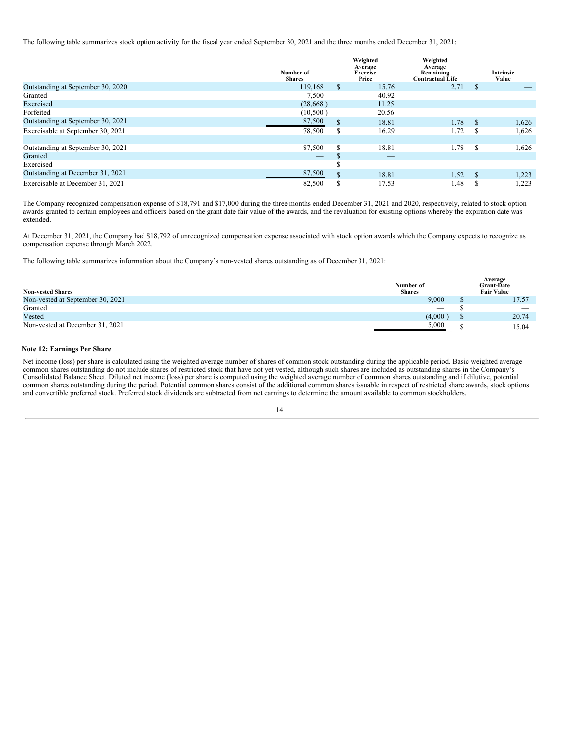The following table summarizes stock option activity for the fiscal year ended September 30, 2021 and the three months ended December 31, 2021:

| | Number of Shares | Weighted Average Exercise Price | Weighted Average Remaining Contractual Life | Intrinsic Value |
|---|---|---|---|---|
| Outstanding at September 30, 2020 | 119,168 | $ 15.76 | 2.71 | $ — |
| Granted | 7,500 | 40.92 | | |
| Exercised | (28,668 ) | 11.25 | | |
| Forfeited | (10,500 ) | 20.56 | | |
| Outstanding at September 30, 2021 | 87,500 | $ 18.81 | 1.78 | $ 1,626 |
| Exercisable at September 30, 2021 | 78,500 | $ 16.29 | 1.72 | $ 1,626 |
| | | | | |
| Outstanding at September 30, 2021 | 87,500 | $ 18.81 | 1.78 | $ 1,626 |
| Granted | — | $ — | | |
| Exercised | — | $ — | | |
| Outstanding at December 31, 2021 | 87,500 | $ 18.81 | 1.52 | $ 1,223 |
| Exercisable at December 31, 2021 | 82,500 | $ 17.53 | 1.48 | $ 1,223 |

The Company recognized compensation expense of $18,791 and $17,000 during the three months ended December 31, 2021 and 2020, respectively, related to stock option awards granted to certain employees and officers based on the grant date fair value of the awards, and the revaluation for existing options whereby the expiration date was extended.

At December 31, 2021, the Company had $18,792 of unrecognized compensation expense associated with stock option awards which the Company expects to recognize as compensation expense through March 2022.

The following table summarizes information about the Company's non-vested shares outstanding as of December 31, 2021:

| Non-vested Shares | Number of Shares | Average Grant-Date Fair Value |
|---|---|---|
| Non-vested at September 30, 2021 | 9,000 | $ 17.57 |
| Granted | — | $ — |
| Vested | (4,000 ) | $ 20.74 |
| Non-vested at December 31, 2021 | 5,000 | $ 15.04 |

**Note 12: Earnings Per Share**

Net income (loss) per share is calculated using the weighted average number of shares of common stock outstanding during the applicable period. Basic weighted average common shares outstanding do not include shares of restricted stock that have not yet vested, although such shares are included as outstanding shares in the Company's Consolidated Balance Sheet. Diluted net income (loss) per share is computed using the weighted average number of common shares outstanding and if dilutive, potential common shares outstanding during the period. Potential common shares consist of the additional common shares issuable in respect of restricted share awards, stock options and convertible preferred stock. Preferred stock dividends are subtracted from net earnings to determine the amount available to common stockholders.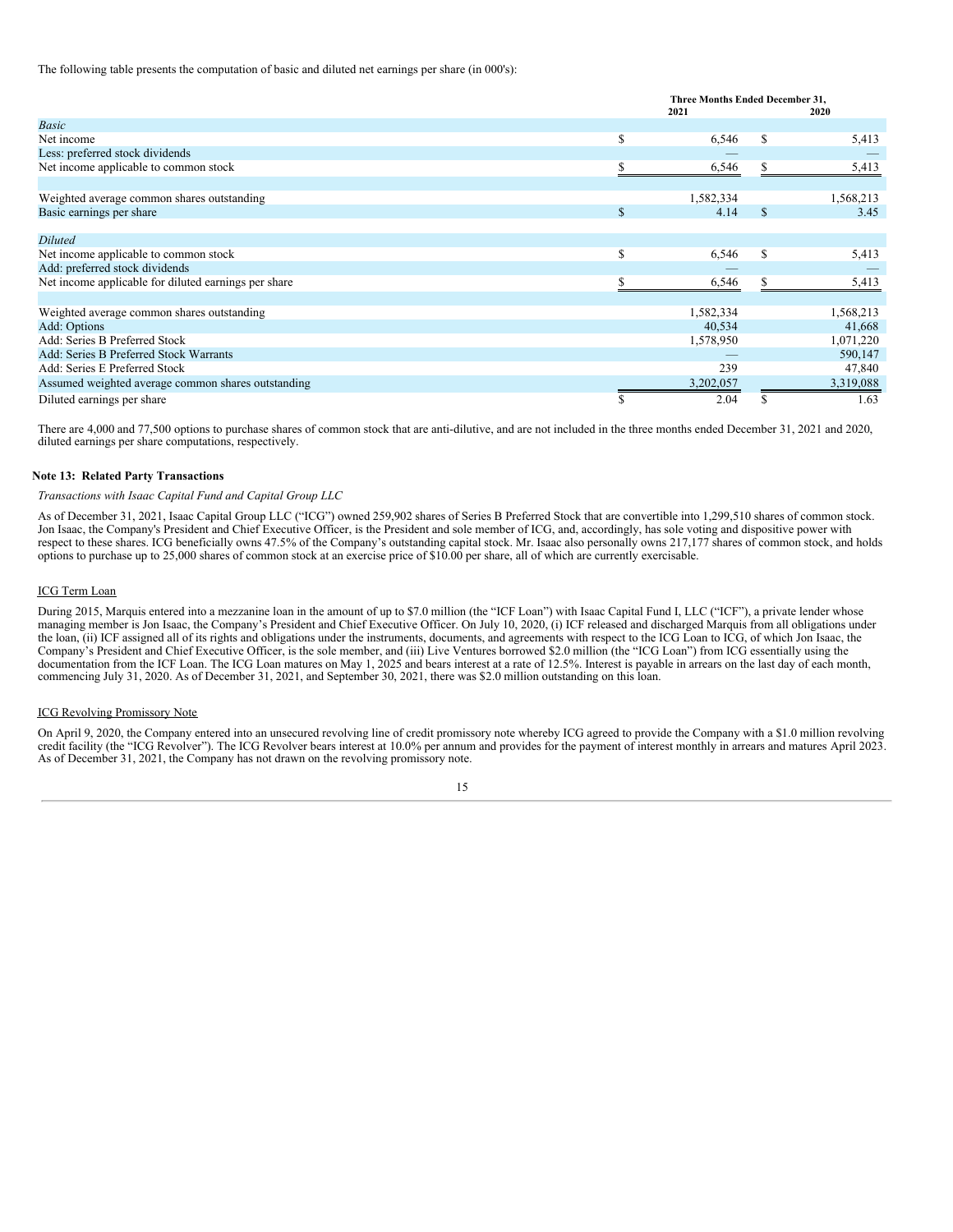The following table presents the computation of basic and diluted net earnings per share (in 000's):

| | Three Months Ended December 31, | |
|---|---|---|
| | 2021 | 2020 |
| *Basic* | | |
| Net income | $ 6,546 | $ 5,413 |
| Less: preferred stock dividends | — | — |
| Net income applicable to common stock | $ 6,546 | $ 5,413 |
| | | |
| Weighted average common shares outstanding | 1,582,334 | 1,568,213 |
| Basic earnings per share | $ 4.14 | $ 3.45 |
| | | |
| *Diluted* | | |
| Net income applicable to common stock | $ 6,546 | $ 5,413 |
| Add: preferred stock dividends | — | — |
| Net income applicable for diluted earnings per share | $ 6,546 | $ 5,413 |
| | | |
| Weighted average common shares outstanding | 1,582,334 | 1,568,213 |
| Add: Options | 40,534 | 41,668 |
| Add: Series B Preferred Stock | 1,578,950 | 1,071,220 |
| Add: Series B Preferred Stock Warrants | — | 590,147 |
| Add: Series E Preferred Stock | 239 | 47,840 |
| Assumed weighted average common shares outstanding | 3,202,057 | 3,319,088 |
| Diluted earnings per share | $ 2.04 | $ 1.63 |

There are 4,000 and 77,500 options to purchase shares of common stock that are anti-dilutive, and are not included in the three months ended December 31, 2021 and 2020, diluted earnings per share computations, respectively.

### Note 13: Related Party Transactions

*Transactions with Isaac Capital Fund and Capital Group LLC*

As of December 31, 2021, Isaac Capital Group LLC ("ICG") owned 259,902 shares of Series B Preferred Stock that are convertible into 1,299,510 shares of common stock. Jon Isaac, the Company's President and Chief Executive Officer, is the President and sole member of ICG, and, accordingly, has sole voting and dispositive power with respect to these shares. ICG beneficially owns 47.5% of the Company's outstanding capital stock. Mr. Isaac also personally owns 217,177 shares of common stock, and holds options to purchase up to 25,000 shares of common stock at an exercise price of $10.00 per share, all of which are currently exercisable.

ICG Term Loan

During 2015, Marquis entered into a mezzanine loan in the amount of up to $7.0 million (the "ICF Loan") with Isaac Capital Fund I, LLC ("ICF"), a private lender whose managing member is Jon Isaac, the Company's President and Chief Executive Officer. On July 10, 2020, (i) ICF released and discharged Marquis from all obligations under the loan, (ii) ICF assigned all of its rights and obligations under the instruments, documents, and agreements with respect to the ICG Loan to ICG, of which Jon Isaac, the Company's President and Chief Executive Officer, is the sole member, and (iii) Live Ventures borrowed $2.0 million (the "ICG Loan") from ICG essentially using the documentation from the ICF Loan. The ICG Loan matures on May 1, 2025 and bears interest at a rate of 12.5%. Interest is payable in arrears on the last day of each month, commencing July 31, 2020. As of December 31, 2021, and September 30, 2021, there was $2.0 million outstanding on this loan.

ICG Revolving Promissory Note

On April 9, 2020, the Company entered into an unsecured revolving line of credit promissory note whereby ICG agreed to provide the Company with a $1.0 million revolving credit facility (the "ICG Revolver"). The ICG Revolver bears interest at 10.0% per annum and provides for the payment of interest monthly in arrears and matures April 2023. As of December 31, 2021, the Company has not drawn on the revolving promissory note.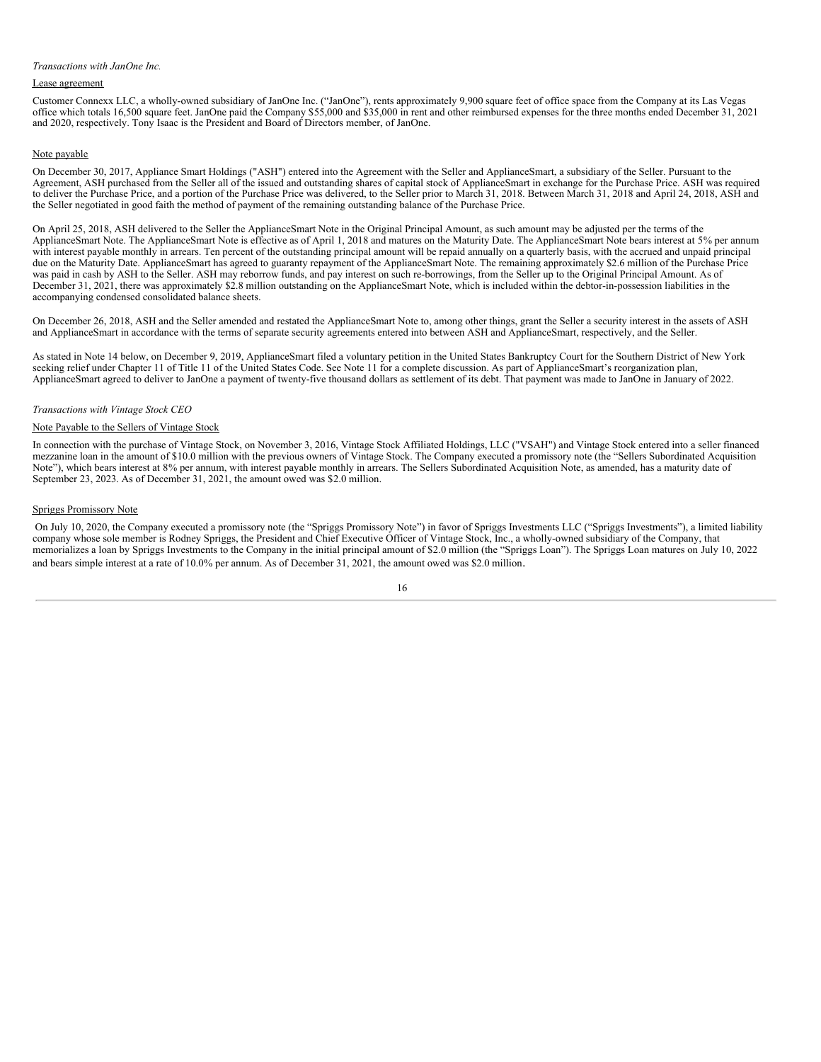*Transactions with JanOne Inc.*

Lease agreement

Customer Connexx LLC, a wholly-owned subsidiary of JanOne Inc. ("JanOne"), rents approximately 9,900 square feet of office space from the Company at its Las Vegas office which totals 16,500 square feet. JanOne paid the Company \$55,000 and \$35,000 in rent and other reimbursed expenses for the three months ended December 31, 2021 and 2020, respectively. Tony Isaac is the President and Board of Directors member, of JanOne.

Note payable

On December 30, 2017, Appliance Smart Holdings ("ASH") entered into the Agreement with the Seller and ApplianceSmart, a subsidiary of the Seller. Pursuant to the Agreement, ASH purchased from the Seller all of the issued and outstanding shares of capital stock of ApplianceSmart in exchange for the Purchase Price. ASH was required to deliver the Purchase Price, and a portion of the Purchase Price was delivered, to the Seller prior to March 31, 2018. Between March 31, 2018 and April 24, 2018, ASH and the Seller negotiated in good faith the method of payment of the remaining outstanding balance of the Purchase Price.

On April 25, 2018, ASH delivered to the Seller the ApplianceSmart Note in the Original Principal Amount, as such amount may be adjusted per the terms of the ApplianceSmart Note. The ApplianceSmart Note is effective as of April 1, 2018 and matures on the Maturity Date. The ApplianceSmart Note bears interest at 5% per annum with interest payable monthly in arrears. Ten percent of the outstanding principal amount will be repaid annually on a quarterly basis, with the accrued and unpaid principal due on the Maturity Date. ApplianceSmart has agreed to guaranty repayment of the ApplianceSmart Note. The remaining approximately \$2.6 million of the Purchase Price was paid in cash by ASH to the Seller. ASH may reborrow funds, and pay interest on such re-borrowings, from the Seller up to the Original Principal Amount. As of December 31, 2021, there was approximately \$2.8 million outstanding on the ApplianceSmart Note, which is included within the debtor-in-possession liabilities in the accompanying condensed consolidated balance sheets.

On December 26, 2018, ASH and the Seller amended and restated the ApplianceSmart Note to, among other things, grant the Seller a security interest in the assets of ASH and ApplianceSmart in accordance with the terms of separate security agreements entered into between ASH and ApplianceSmart, respectively, and the Seller.

As stated in Note 14 below, on December 9, 2019, ApplianceSmart filed a voluntary petition in the United States Bankruptcy Court for the Southern District of New York seeking relief under Chapter 11 of Title 11 of the United States Code. See Note 11 for a complete discussion. As part of ApplianceSmart's reorganization plan, ApplianceSmart agreed to deliver to JanOne a payment of twenty-five thousand dollars as settlement of its debt. That payment was made to JanOne in January of 2022.

*Transactions with Vintage Stock CEO*

Note Payable to the Sellers of Vintage Stock

In connection with the purchase of Vintage Stock, on November 3, 2016, Vintage Stock Affiliated Holdings, LLC ("VSAH") and Vintage Stock entered into a seller financed mezzanine loan in the amount of \$10.0 million with the previous owners of Vintage Stock. The Company executed a promissory note (the "Sellers Subordinated Acquisition Note"), which bears interest at 8% per annum, with interest payable monthly in arrears. The Sellers Subordinated Acquisition Note, as amended, has a maturity date of September 23, 2023. As of December 31, 2021, the amount owed was \$2.0 million.

Spriggs Promissory Note

On July 10, 2020, the Company executed a promissory note (the "Spriggs Promissory Note") in favor of Spriggs Investments LLC ("Spriggs Investments"), a limited liability company whose sole member is Rodney Spriggs, the President and Chief Executive Officer of Vintage Stock, Inc., a wholly-owned subsidiary of the Company, that memorializes a loan by Spriggs Investments to the Company in the initial principal amount of \$2.0 million (the "Spriggs Loan"). The Spriggs Loan matures on July 10, 2022 and bears simple interest at a rate of 10.0% per annum. As of December 31, 2021, the amount owed was \$2.0 million.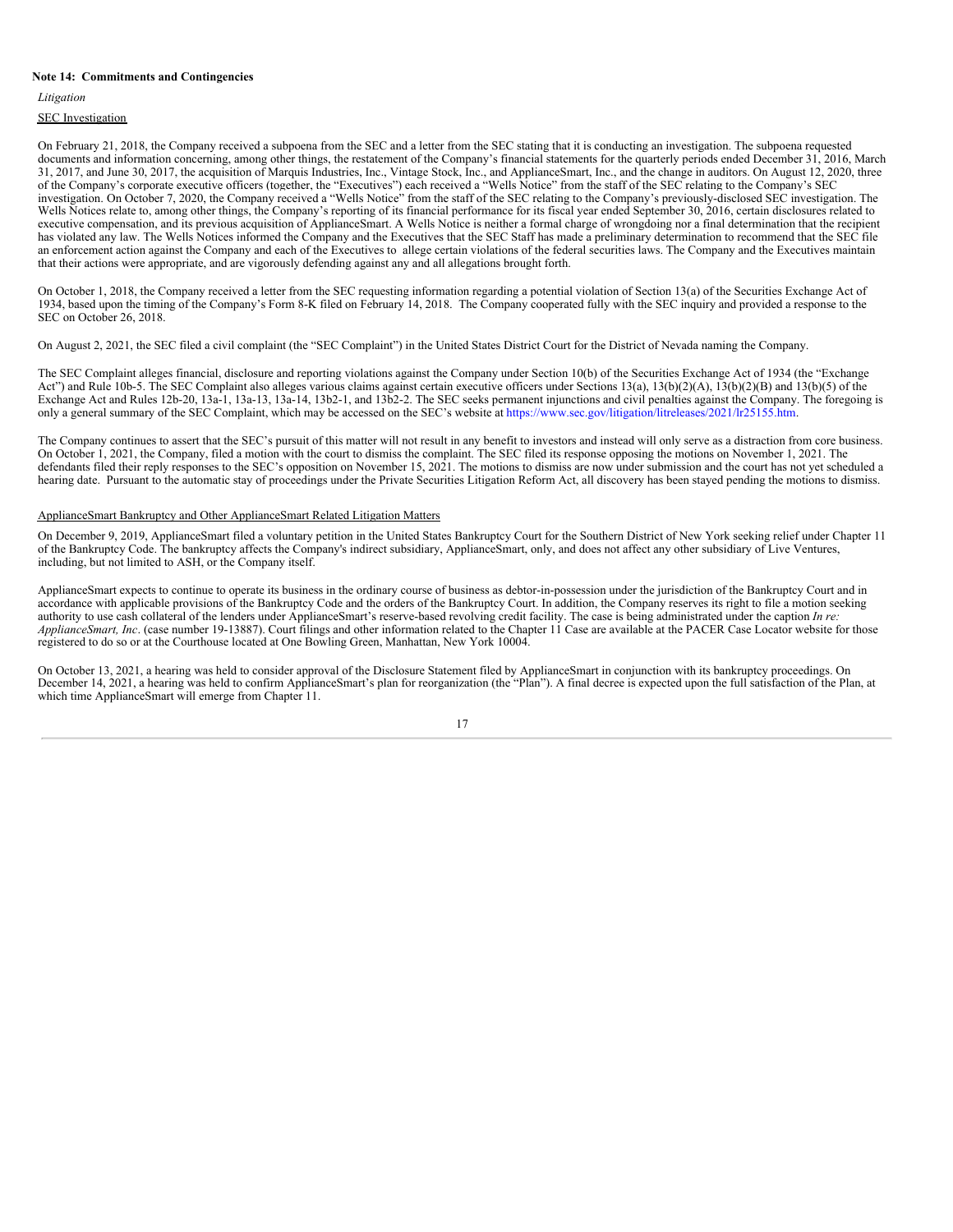**Note 14: Commitments and Contingencies**

*Litigation*

SEC Investigation

On February 21, 2018, the Company received a subpoena from the SEC and a letter from the SEC stating that it is conducting an investigation. The subpoena requested documents and information concerning, among other things, the restatement of the Company's financial statements for the quarterly periods ended December 31, 2016, March 31, 2017, and June 30, 2017, the acquisition of Marquis Industries, Inc., Vintage Stock, Inc., and ApplianceSmart, Inc., and the change in auditors. On August 12, 2020, three of the Company's corporate executive officers (together, the "Executives") each received a "Wells Notice" from the staff of the SEC relating to the Company's SEC investigation. On October 7, 2020, the Company received a "Wells Notice" from the staff of the SEC relating to the Company's previously-disclosed SEC investigation. The Wells Notices relate to, among other things, the Company's reporting of its financial performance for its fiscal year ended September 30, 2016, certain disclosures related to executive compensation, and its previous acquisition of ApplianceSmart. A Wells Notice is neither a formal charge of wrongdoing nor a final determination that the recipient has violated any law. The Wells Notices informed the Company and the Executives that the SEC Staff has made a preliminary determination to recommend that the SEC file an enforcement action against the Company and each of the Executives to allege certain violations of the federal securities laws. The Company and the Executives maintain that their actions were appropriate, and are vigorously defending against any and all allegations brought forth.

On October 1, 2018, the Company received a letter from the SEC requesting information regarding a potential violation of Section 13(a) of the Securities Exchange Act of 1934, based upon the timing of the Company's Form 8-K filed on February 14, 2018. The Company cooperated fully with the SEC inquiry and provided a response to the SEC on October 26, 2018.

On August 2, 2021, the SEC filed a civil complaint (the "SEC Complaint") in the United States District Court for the District of Nevada naming the Company.

The SEC Complaint alleges financial, disclosure and reporting violations against the Company under Section 10(b) of the Securities Exchange Act of 1934 (the "Exchange Act") and Rule 10b-5. The SEC Complaint also alleges various claims against certain executive officers under Sections 13(a), 13(b)(2)(A), 13(b)(2)(B) and 13(b)(5) of the Exchange Act and Rules 12b-20, 13a-1, 13a-13, 13a-14, 13b2-1, and 13b2-2. The SEC seeks permanent injunctions and civil penalties against the Company. The foregoing is only a general summary of the SEC Complaint, which may be accessed on the SEC's website at https://www.sec.gov/litigation/litreleases/2021/lr25155.htm.

The Company continues to assert that the SEC's pursuit of this matter will not result in any benefit to investors and instead will only serve as a distraction from core business. On October 1, 2021, the Company, filed a motion with the court to dismiss the complaint. The SEC filed its response opposing the motions on November 1, 2021. The defendants filed their reply responses to the SEC's opposition on November 15, 2021. The motions to dismiss are now under submission and the court has not yet scheduled a hearing date. Pursuant to the automatic stay of proceedings under the Private Securities Litigation Reform Act, all discovery has been stayed pending the motions to dismiss.

ApplianceSmart Bankruptcy and Other ApplianceSmart Related Litigation Matters

On December 9, 2019, ApplianceSmart filed a voluntary petition in the United States Bankruptcy Court for the Southern District of New York seeking relief under Chapter 11 of the Bankruptcy Code. The bankruptcy affects the Company's indirect subsidiary, ApplianceSmart, only, and does not affect any other subsidiary of Live Ventures, including, but not limited to ASH, or the Company itself.

ApplianceSmart expects to continue to operate its business in the ordinary course of business as debtor-in-possession under the jurisdiction of the Bankruptcy Court and in accordance with applicable provisions of the Bankruptcy Code and the orders of the Bankruptcy Court. In addition, the Company reserves its right to file a motion seeking authority to use cash collateral of the lenders under ApplianceSmart's reserve-based revolving credit facility. The case is being administrated under the caption *In re: ApplianceSmart, Inc*. (case number 19-13887). Court filings and other information related to the Chapter 11 Case are available at the PACER Case Locator website for those registered to do so or at the Courthouse located at One Bowling Green, Manhattan, New York 10004.

On October 13, 2021, a hearing was held to consider approval of the Disclosure Statement filed by ApplianceSmart in conjunction with its bankruptcy proceedings. On December 14, 2021, a hearing was held to confirm ApplianceSmart's plan for reorganization (the "Plan"). A final decree is expected upon the full satisfaction of the Plan, at which time ApplianceSmart will emerge from Chapter 11.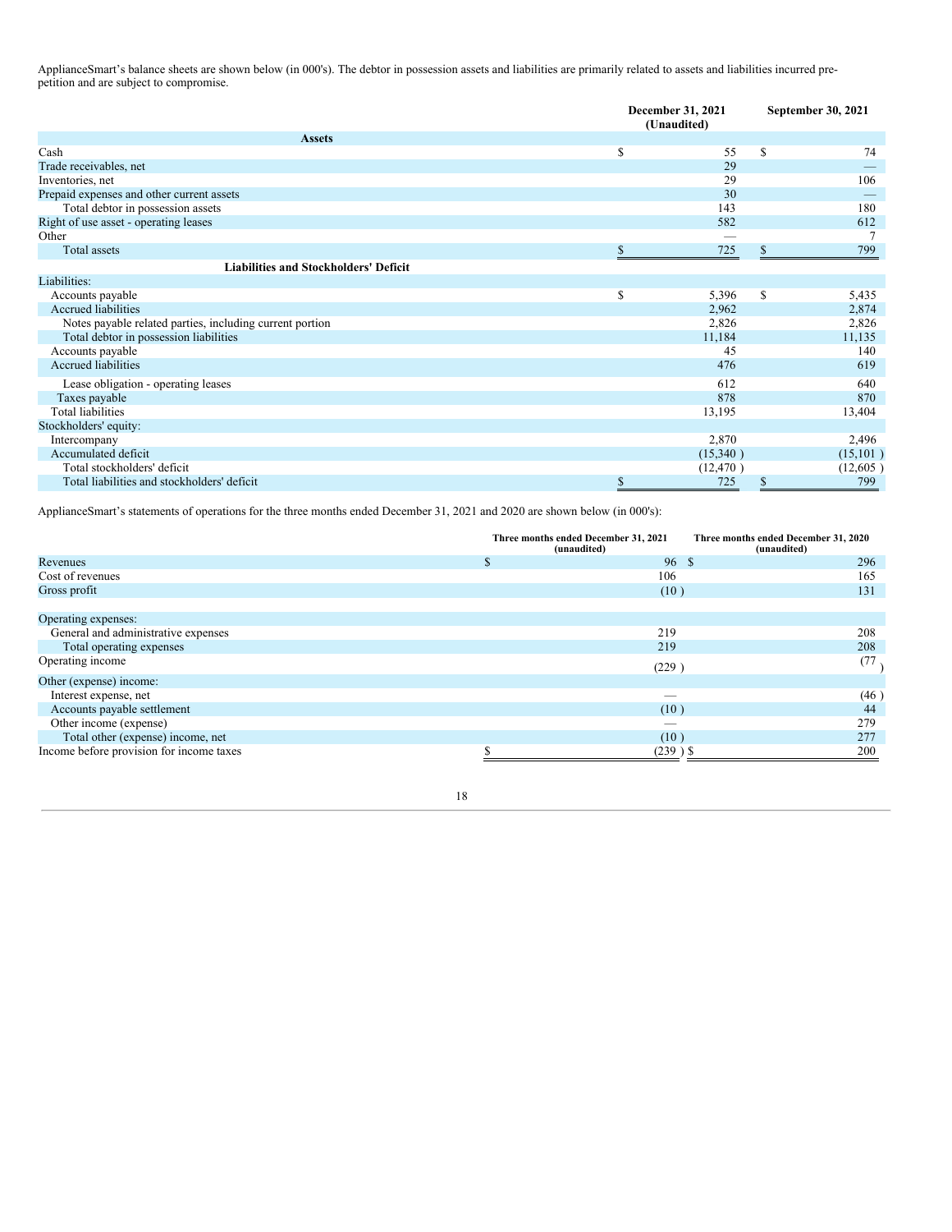ApplianceSmart's balance sheets are shown below (in 000's). The debtor in possession assets and liabilities are primarily related to assets and liabilities incurred pre-petition and are subject to compromise.

| | December 31, 2021 (Unaudited) | September 30, 2021 |
|---|---|---|
| **Assets** | | |
| Cash | $ 55 | $ 74 |
| Trade receivables, net | 29 | — |
| Inventories, net | 29 | 106 |
| Prepaid expenses and other current assets | 30 | — |
| Total debtor in possession assets | 143 | 180 |
| Right of use asset - operating leases | 582 | 612 |
| Other | — | 7 |
| Total assets | $ 725 | $ 799 |
| **Liabilities and Stockholders' Deficit** | | |
| Liabilities: | | |
| Accounts payable | $ 5,396 | $ 5,435 |
| Accrued liabilities | 2,962 | 2,874 |
| Notes payable related parties, including current portion | 2,826 | 2,826 |
| Total debtor in possession liabilities | 11,184 | 11,135 |
| Accounts payable | 45 | 140 |
| Accrued liabilities | 476 | 619 |
| Lease obligation - operating leases | 612 | 640 |
| Taxes payable | 878 | 870 |
| Total liabilities | 13,195 | 13,404 |
| Stockholders' equity: | | |
| Intercompany | 2,870 | 2,496 |
| Accumulated deficit | (15,340 ) | (15,101 ) |
| Total stockholders' deficit | (12,470 ) | (12,605 ) |
| Total liabilities and stockholders' deficit | $ 725 | $ 799 |

ApplianceSmart's statements of operations for the three months ended December 31, 2021 and 2020 are shown below (in 000's):

| | Three months ended December 31, 2021 (unaudited) | Three months ended December 31, 2020 (unaudited) |
|---|---|---|
| Revenues | $ 96 | $ 296 |
| Cost of revenues | 106 | 165 |
| Gross profit | (10 ) | 131 |
| | | |
| Operating expenses: | | |
| General and administrative expenses | 219 | 208 |
| Total operating expenses | 219 | 208 |
| Operating income | (229 ) | (77 ) |
| Other (expense) income: | | |
| Interest expense, net | — | (46 ) |
| Accounts payable settlement | (10 ) | 44 |
| Other income (expense) | — | 279 |
| Total other (expense) income, net | (10 ) | 277 |
| Income before provision for income taxes | $ (239 ) | $ 200 |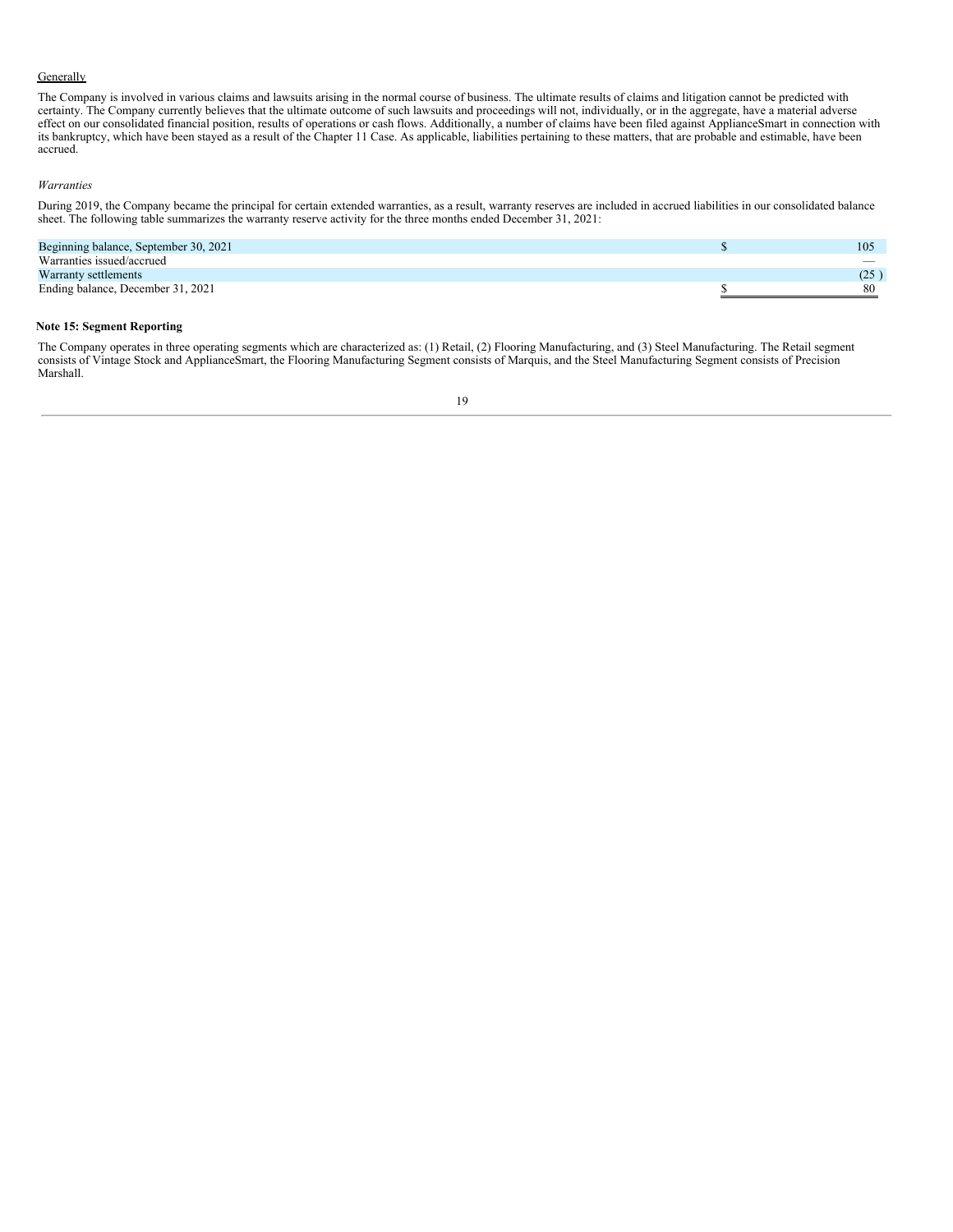Generally

The Company is involved in various claims and lawsuits arising in the normal course of business. The ultimate results of claims and litigation cannot be predicted with certainty. The Company currently believes that the ultimate outcome of such lawsuits and proceedings will not, individually, or in the aggregate, have a material adverse effect on our consolidated financial position, results of operations or cash flows. Additionally, a number of claims have been filed against ApplianceSmart in connection with its bankruptcy, which have been stayed as a result of the Chapter 11 Case. As applicable, liabilities pertaining to these matters, that are probable and estimable, have been accrued.

*Warranties*

During 2019, the Company became the principal for certain extended warranties, as a result, warranty reserves are included in accrued liabilities in our consolidated balance sheet. The following table summarizes the warranty reserve activity for the three months ended December 31, 2021:

| | | |
|---|---|---|
| Beginning balance, September 30, 2021 | $ | 105 |
| Warranties issued/accrued | | — |
| Warranty settlements | | (25 ) |
| Ending balance, December 31, 2021 | $ | 80 |

**Note 15: Segment Reporting**

The Company operates in three operating segments which are characterized as: (1) Retail, (2) Flooring Manufacturing, and (3) Steel Manufacturing. The Retail segment consists of Vintage Stock and ApplianceSmart, the Flooring Manufacturing Segment consists of Marquis, and the Steel Manufacturing Segment consists of Precision Marshall.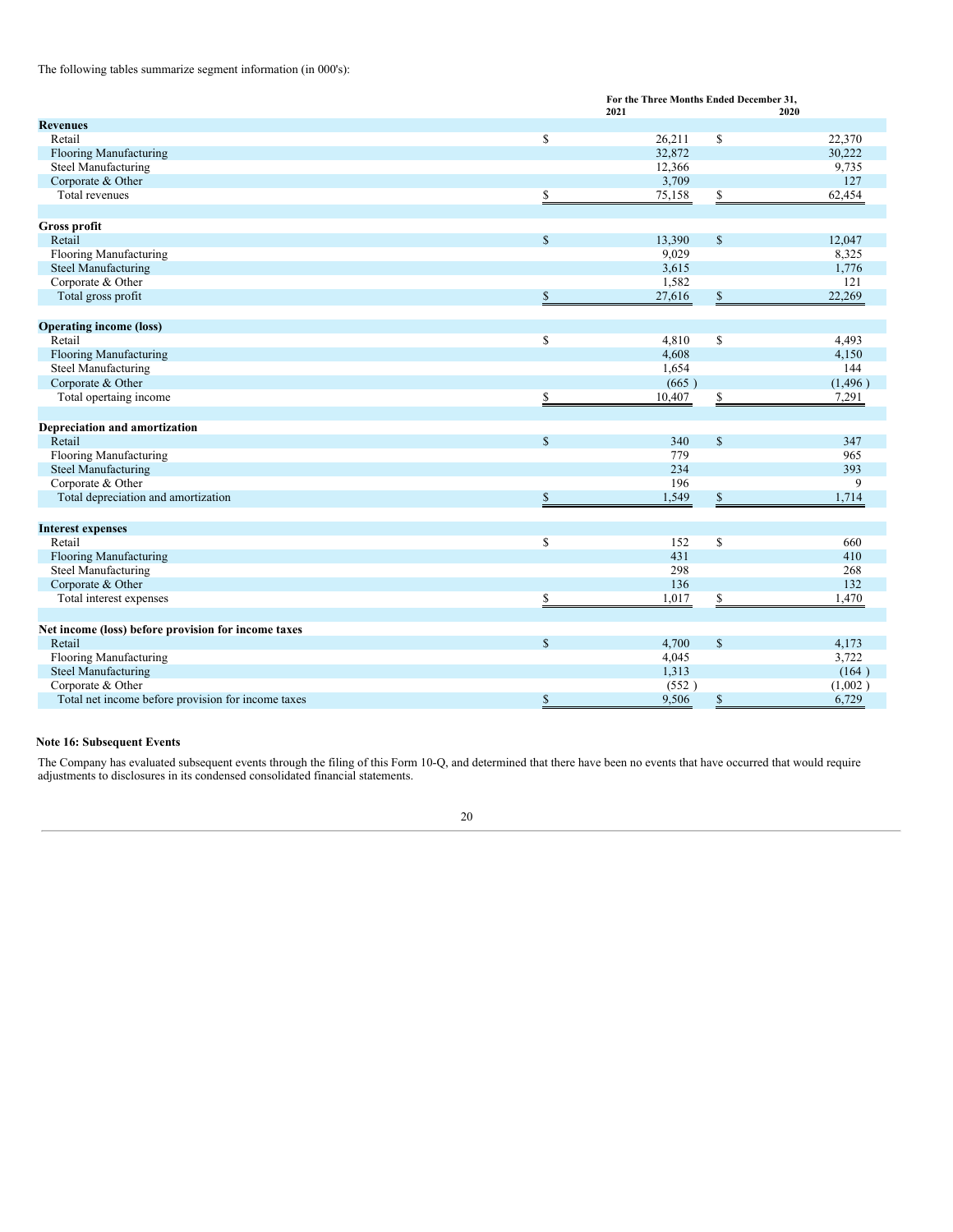The following tables summarize segment information (in 000's):

| | For the Three Months Ended December 31, | |
|---|---|---|
| | 2021 | 2020 |
| **Revenues** | | |
| Retail | $ 26,211 | $ 22,370 |
| Flooring Manufacturing | 32,872 | 30,222 |
| Steel Manufacturing | 12,366 | 9,735 |
| Corporate & Other | 3,709 | 127 |
| Total revenues | $ 75,158 | $ 62,454 |
| | | |
| **Gross profit** | | |
| Retail | $ 13,390 | $ 12,047 |
| Flooring Manufacturing | 9,029 | 8,325 |
| Steel Manufacturing | 3,615 | 1,776 |
| Corporate & Other | 1,582 | 121 |
| Total gross profit | $ 27,616 | $ 22,269 |
| | | |
| **Operating income (loss)** | | |
| Retail | $ 4,810 | $ 4,493 |
| Flooring Manufacturing | 4,608 | 4,150 |
| Steel Manufacturing | 1,654 | 144 |
| Corporate & Other | (665 ) | (1,496 ) |
| Total opertaing income | $ 10,407 | $ 7,291 |
| | | |
| **Depreciation and amortization** | | |
| Retail | $ 340 | $ 347 |
| Flooring Manufacturing | 779 | 965 |
| Steel Manufacturing | 234 | 393 |
| Corporate & Other | 196 | 9 |
| Total depreciation and amortization | $ 1,549 | $ 1,714 |
| | | |
| **Interest expenses** | | |
| Retail | $ 152 | $ 660 |
| Flooring Manufacturing | 431 | 410 |
| Steel Manufacturing | 298 | 268 |
| Corporate & Other | 136 | 132 |
| Total interest expenses | $ 1,017 | $ 1,470 |
| | | |
| **Net income (loss) before provision for income taxes** | | |
| Retail | $ 4,700 | $ 4,173 |
| Flooring Manufacturing | 4,045 | 3,722 |
| Steel Manufacturing | 1,313 | (164 ) |
| Corporate & Other | (552 ) | (1,002 ) |
| Total net income before provision for income taxes | $ 9,506 | $ 6,729 |

**Note 16: Subsequent Events**

The Company has evaluated subsequent events through the filing of this Form 10-Q, and determined that there have been no events that have occurred that would require adjustments to disclosures in its condensed consolidated financial statements.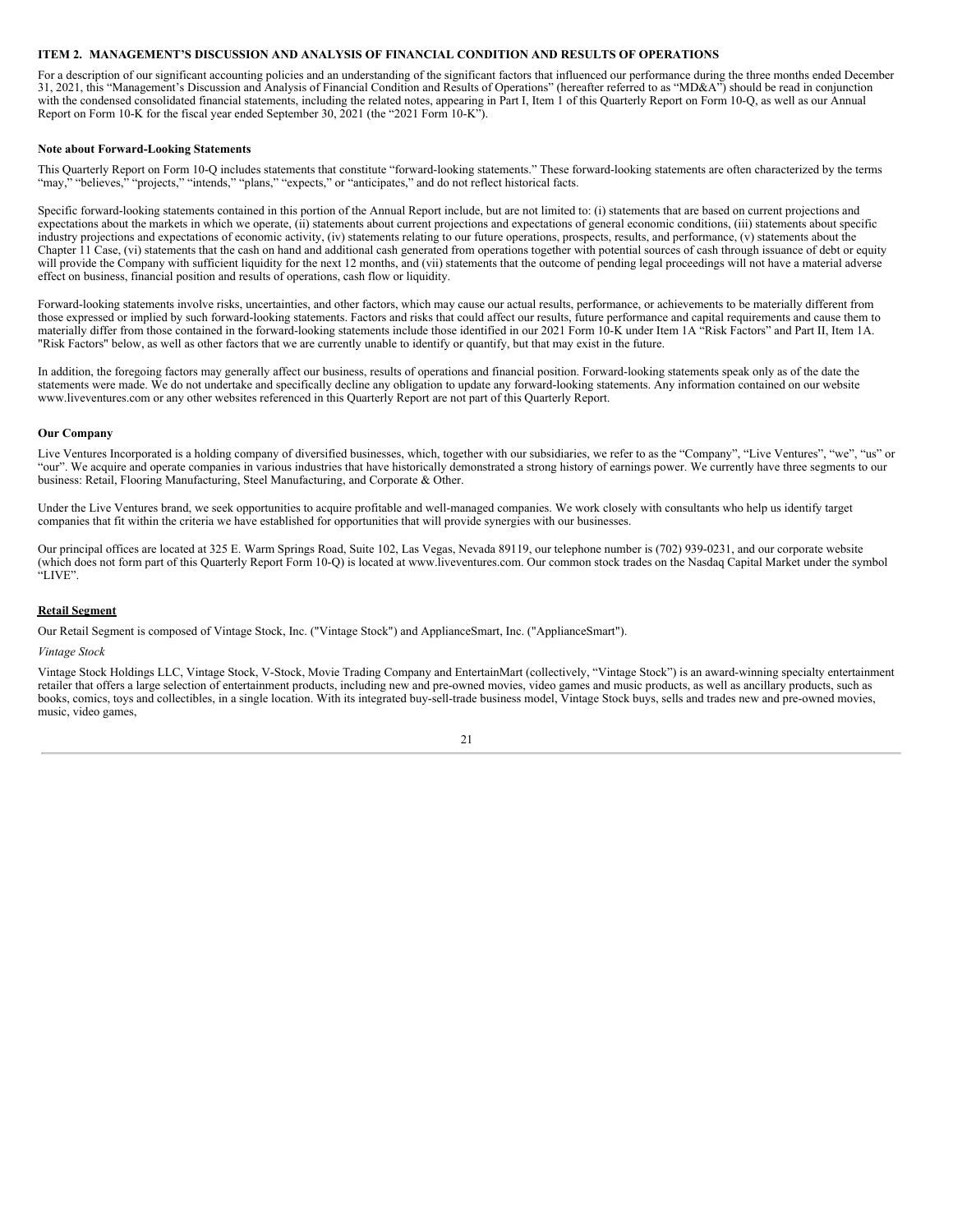## ITEM 2. MANAGEMENT'S DISCUSSION AND ANALYSIS OF FINANCIAL CONDITION AND RESULTS OF OPERATIONS

For a description of our significant accounting policies and an understanding of the significant factors that influenced our performance during the three months ended December 31, 2021, this "Management's Discussion and Analysis of Financial Condition and Results of Operations" (hereafter referred to as "MD&A") should be read in conjunction with the condensed consolidated financial statements, including the related notes, appearing in Part I, Item 1 of this Quarterly Report on Form 10-Q, as well as our Annual Report on Form 10-K for the fiscal year ended September 30, 2021 (the "2021 Form 10-K").

**Note about Forward-Looking Statements**

This Quarterly Report on Form 10-Q includes statements that constitute "forward-looking statements." These forward-looking statements are often characterized by the terms "may," "believes," "projects," "intends," "plans," "expects," or "anticipates," and do not reflect historical facts.

Specific forward-looking statements contained in this portion of the Annual Report include, but are not limited to: (i) statements that are based on current projections and expectations about the markets in which we operate, (ii) statements about current projections and expectations of general economic conditions, (iii) statements about specific industry projections and expectations of economic activity, (iv) statements relating to our future operations, prospects, results, and performance, (v) statements about the Chapter 11 Case, (vi) statements that the cash on hand and additional cash generated from operations together with potential sources of cash through issuance of debt or equity will provide the Company with sufficient liquidity for the next 12 months, and (vii) statements that the outcome of pending legal proceedings will not have a material adverse effect on business, financial position and results of operations, cash flow or liquidity.

Forward-looking statements involve risks, uncertainties, and other factors, which may cause our actual results, performance, or achievements to be materially different from those expressed or implied by such forward-looking statements. Factors and risks that could affect our results, future performance and capital requirements and cause them to materially differ from those contained in the forward-looking statements include those identified in our 2021 Form 10-K under Item 1A "Risk Factors" and Part II, Item 1A. "Risk Factors" below, as well as other factors that we are currently unable to identify or quantify, but that may exist in the future.

In addition, the foregoing factors may generally affect our business, results of operations and financial position. Forward-looking statements speak only as of the date the statements were made. We do not undertake and specifically decline any obligation to update any forward-looking statements. Any information contained on our website www.liveventures.com or any other websites referenced in this Quarterly Report are not part of this Quarterly Report.

**Our Company**

Live Ventures Incorporated is a holding company of diversified businesses, which, together with our subsidiaries, we refer to as the "Company", "Live Ventures", "we", "us" or "our". We acquire and operate companies in various industries that have historically demonstrated a strong history of earnings power. We currently have three segments to our business: Retail, Flooring Manufacturing, Steel Manufacturing, and Corporate & Other.

Under the Live Ventures brand, we seek opportunities to acquire profitable and well-managed companies. We work closely with consultants who help us identify target companies that fit within the criteria we have established for opportunities that will provide synergies with our businesses.

Our principal offices are located at 325 E. Warm Springs Road, Suite 102, Las Vegas, Nevada 89119, our telephone number is (702) 939-0231, and our corporate website (which does not form part of this Quarterly Report Form 10-Q) is located at www.liveventures.com. Our common stock trades on the Nasdaq Capital Market under the symbol "LIVE".

**Retail Segment**

Our Retail Segment is composed of Vintage Stock, Inc. ("Vintage Stock") and ApplianceSmart, Inc. ("ApplianceSmart").

*Vintage Stock*

Vintage Stock Holdings LLC, Vintage Stock, V-Stock, Movie Trading Company and EntertainMart (collectively, "Vintage Stock") is an award-winning specialty entertainment retailer that offers a large selection of entertainment products, including new and pre-owned movies, video games and music products, as well as ancillary products, such as books, comics, toys and collectibles, in a single location. With its integrated buy-sell-trade business model, Vintage Stock buys, sells and trades new and pre-owned movies, music, video games,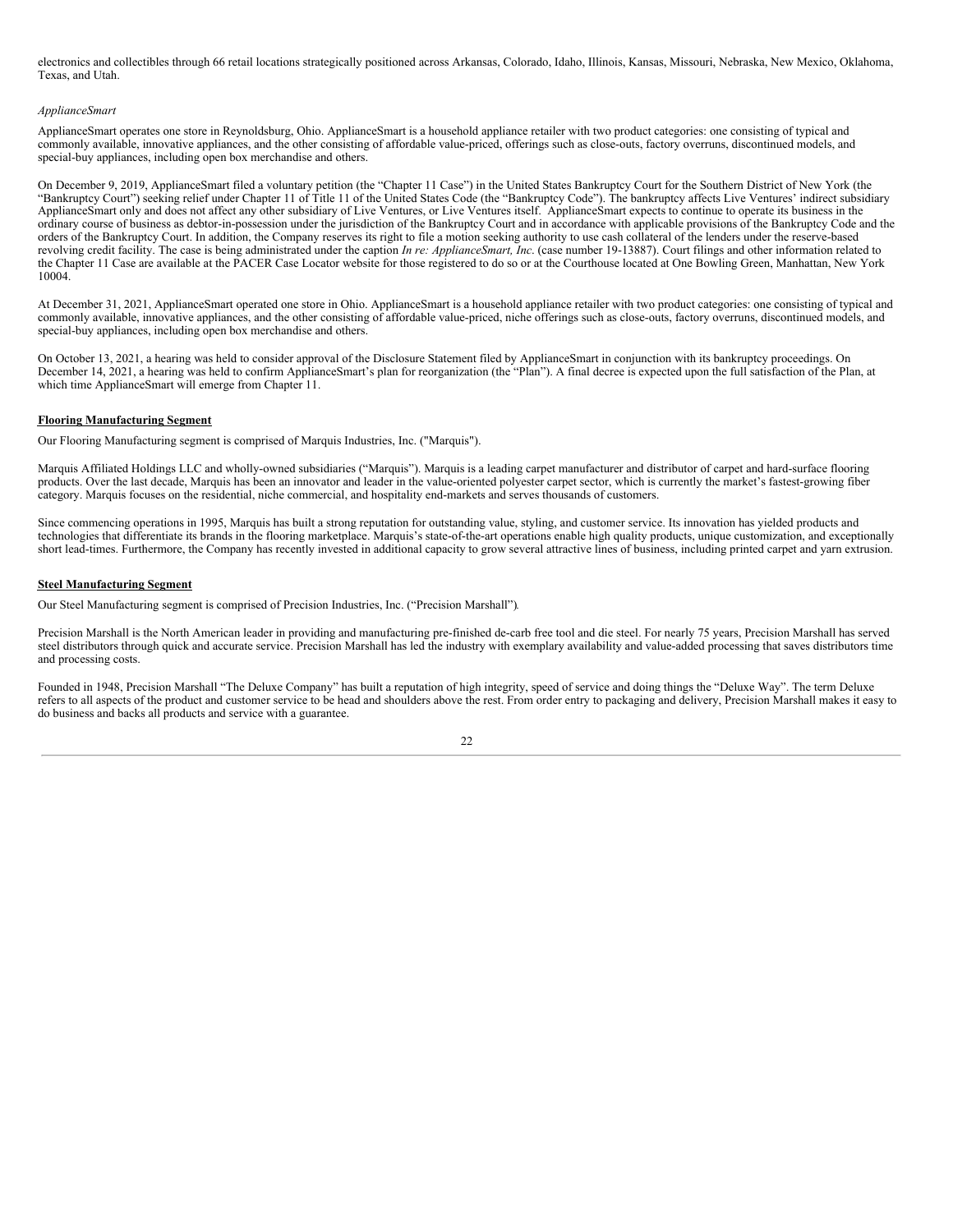electronics and collectibles through 66 retail locations strategically positioned across Arkansas, Colorado, Idaho, Illinois, Kansas, Missouri, Nebraska, New Mexico, Oklahoma, Texas, and Utah.

*ApplianceSmart*

ApplianceSmart operates one store in Reynoldsburg, Ohio. ApplianceSmart is a household appliance retailer with two product categories: one consisting of typical and commonly available, innovative appliances, and the other consisting of affordable value-priced, offerings such as close-outs, factory overruns, discontinued models, and special-buy appliances, including open box merchandise and others.

On December 9, 2019, ApplianceSmart filed a voluntary petition (the "Chapter 11 Case") in the United States Bankruptcy Court for the Southern District of New York (the "Bankruptcy Court") seeking relief under Chapter 11 of Title 11 of the United States Code (the "Bankruptcy Code"). The bankruptcy affects Live Ventures' indirect subsidiary ApplianceSmart only and does not affect any other subsidiary of Live Ventures, or Live Ventures itself. ApplianceSmart expects to continue to operate its business in the ordinary course of business as debtor-in-possession under the jurisdiction of the Bankruptcy Court and in accordance with applicable provisions of the Bankruptcy Code and the orders of the Bankruptcy Court. In addition, the Company reserves its right to file a motion seeking authority to use cash collateral of the lenders under the reserve-based revolving credit facility. The case is being administrated under the caption *In re: ApplianceSmart, Inc*. (case number 19-13887). Court filings and other information related to the Chapter 11 Case are available at the PACER Case Locator website for those registered to do so or at the Courthouse located at One Bowling Green, Manhattan, New York 10004.

At December 31, 2021, ApplianceSmart operated one store in Ohio. ApplianceSmart is a household appliance retailer with two product categories: one consisting of typical and commonly available, innovative appliances, and the other consisting of affordable value-priced, niche offerings such as close-outs, factory overruns, discontinued models, and special-buy appliances, including open box merchandise and others.

On October 13, 2021, a hearing was held to consider approval of the Disclosure Statement filed by ApplianceSmart in conjunction with its bankruptcy proceedings. On December 14, 2021, a hearing was held to confirm ApplianceSmart's plan for reorganization (the "Plan"). A final decree is expected upon the full satisfaction of the Plan, at which time ApplianceSmart will emerge from Chapter 11.

**Flooring Manufacturing Segment**

Our Flooring Manufacturing segment is comprised of Marquis Industries, Inc. ("Marquis").

Marquis Affiliated Holdings LLC and wholly-owned subsidiaries ("Marquis"). Marquis is a leading carpet manufacturer and distributor of carpet and hard-surface flooring products. Over the last decade, Marquis has been an innovator and leader in the value-oriented polyester carpet sector, which is currently the market's fastest-growing fiber category. Marquis focuses on the residential, niche commercial, and hospitality end-markets and serves thousands of customers.

Since commencing operations in 1995, Marquis has built a strong reputation for outstanding value, styling, and customer service. Its innovation has yielded products and technologies that differentiate its brands in the flooring marketplace. Marquis's state-of-the-art operations enable high quality products, unique customization, and exceptionally short lead-times. Furthermore, the Company has recently invested in additional capacity to grow several attractive lines of business, including printed carpet and yarn extrusion.

**Steel Manufacturing Segment**

Our Steel Manufacturing segment is comprised of Precision Industries, Inc. ("Precision Marshall").

Precision Marshall is the North American leader in providing and manufacturing pre-finished de-carb free tool and die steel. For nearly 75 years, Precision Marshall has served steel distributors through quick and accurate service. Precision Marshall has led the industry with exemplary availability and value-added processing that saves distributors time and processing costs.

Founded in 1948, Precision Marshall "The Deluxe Company" has built a reputation of high integrity, speed of service and doing things the "Deluxe Way". The term Deluxe refers to all aspects of the product and customer service to be head and shoulders above the rest. From order entry to packaging and delivery, Precision Marshall makes it easy to do business and backs all products and service with a guarantee.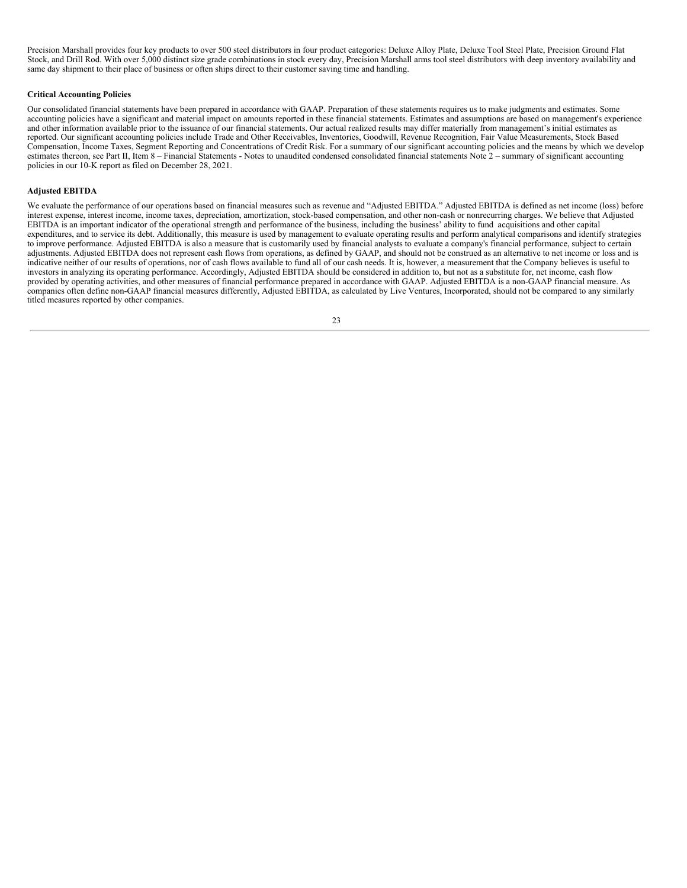Precision Marshall provides four key products to over 500 steel distributors in four product categories: Deluxe Alloy Plate, Deluxe Tool Steel Plate, Precision Ground Flat Stock, and Drill Rod. With over 5,000 distinct size grade combinations in stock every day, Precision Marshall arms tool steel distributors with deep inventory availability and same day shipment to their place of business or often ships direct to their customer saving time and handling.

**Critical Accounting Policies**

Our consolidated financial statements have been prepared in accordance with GAAP. Preparation of these statements requires us to make judgments and estimates. Some accounting policies have a significant and material impact on amounts reported in these financial statements. Estimates and assumptions are based on management's experience and other information available prior to the issuance of our financial statements. Our actual realized results may differ materially from management's initial estimates as reported. Our significant accounting policies include Trade and Other Receivables, Inventories, Goodwill, Revenue Recognition, Fair Value Measurements, Stock Based Compensation, Income Taxes, Segment Reporting and Concentrations of Credit Risk. For a summary of our significant accounting policies and the means by which we develop estimates thereon, see Part II, Item 8 – Financial Statements - Notes to unaudited condensed consolidated financial statements Note 2 – summary of significant accounting policies in our 10-K report as filed on December 28, 2021.

**Adjusted EBITDA**

We evaluate the performance of our operations based on financial measures such as revenue and "Adjusted EBITDA." Adjusted EBITDA is defined as net income (loss) before interest expense, interest income, income taxes, depreciation, amortization, stock-based compensation, and other non-cash or nonrecurring charges. We believe that Adjusted EBITDA is an important indicator of the operational strength and performance of the business, including the business' ability to fund acquisitions and other capital expenditures, and to service its debt. Additionally, this measure is used by management to evaluate operating results and perform analytical comparisons and identify strategies to improve performance. Adjusted EBITDA is also a measure that is customarily used by financial analysts to evaluate a company's financial performance, subject to certain adjustments. Adjusted EBITDA does not represent cash flows from operations, as defined by GAAP, and should not be construed as an alternative to net income or loss and is indicative neither of our results of operations, nor of cash flows available to fund all of our cash needs. It is, however, a measurement that the Company believes is useful to investors in analyzing its operating performance. Accordingly, Adjusted EBITDA should be considered in addition to, but not as a substitute for, net income, cash flow provided by operating activities, and other measures of financial performance prepared in accordance with GAAP. Adjusted EBITDA is a non-GAAP financial measure. As companies often define non-GAAP financial measures differently, Adjusted EBITDA, as calculated by Live Ventures, Incorporated, should not be compared to any similarly titled measures reported by other companies.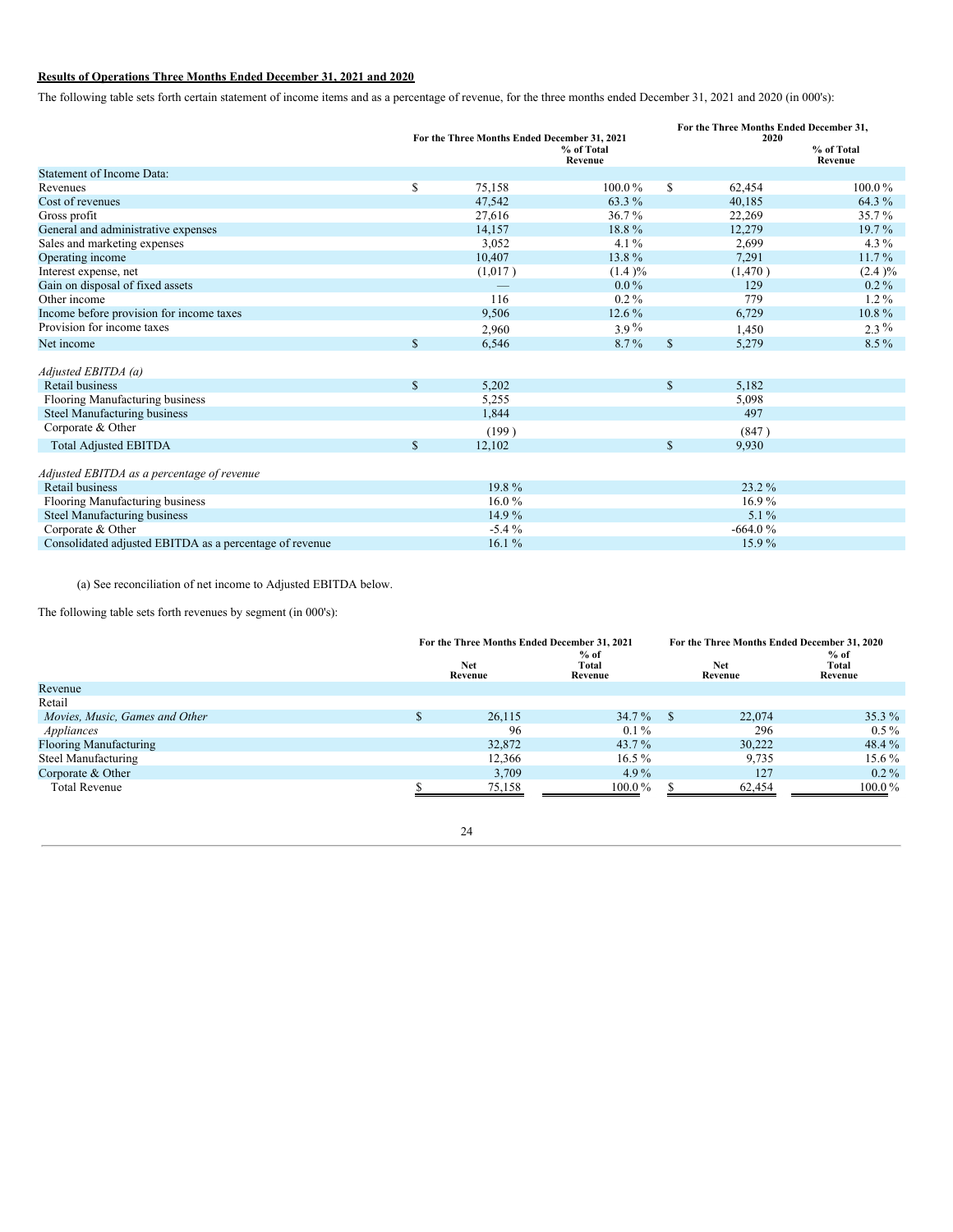**Results of Operations Three Months Ended December 31, 2021 and 2020**

The following table sets forth certain statement of income items and as a percentage of revenue, for the three months ended December 31, 2021 and 2020 (in 000's):

| | For the Three Months Ended December 31, 2021 | % of Total Revenue | For the Three Months Ended December 31, 2020 | % of Total Revenue |
|---|---|---|---|---|
| Statement of Income Data: | | | | |
| Revenues | $ 75,158 | 100.0 % | $ 62,454 | 100.0 % |
| Cost of revenues | 47,542 | 63.3 % | 40,185 | 64.3 % |
| Gross profit | 27,616 | 36.7 % | 22,269 | 35.7 % |
| General and administrative expenses | 14,157 | 18.8 % | 12,279 | 19.7 % |
| Sales and marketing expenses | 3,052 | 4.1 % | 2,699 | 4.3 % |
| Operating income | 10,407 | 13.8 % | 7,291 | 11.7 % |
| Interest expense, net | (1,017 ) | (1.4 )% | (1,470 ) | (2.4 )% |
| Gain on disposal of fixed assets | — | 0.0 % | 129 | 0.2 % |
| Other income | 116 | 0.2 % | 779 | 1.2 % |
| Income before provision for income taxes | 9,506 | 12.6 % | 6,729 | 10.8 % |
| Provision for income taxes | 2,960 | 3.9 % | 1,450 | 2.3 % |
| Net income | $ 6,546 | 8.7 % | $ 5,279 | 8.5 % |
| | | | | |
| *Adjusted EBITDA (a)* | | | | |
| Retail business | $ 5,202 | | $ 5,182 | |
| Flooring Manufacturing business | 5,255 | | 5,098 | |
| Steel Manufacturing business | 1,844 | | 497 | |
| Corporate & Other | (199 ) | | (847 ) | |
| Total Adjusted EBITDA | $ 12,102 | | $ 9,930 | |
| | | | | |
| *Adjusted EBITDA as a percentage of revenue* | | | | |
| Retail business | 19.8 % | | 23.2 % | |
| Flooring Manufacturing business | 16.0 % | | 16.9 % | |
| Steel Manufacturing business | 14.9 % | | 5.1 % | |
| Corporate & Other | -5.4 % | | -664.0 % | |
| Consolidated adjusted EBITDA as a percentage of revenue | 16.1 % | | 15.9 % | |

(a) See reconciliation of net income to Adjusted EBITDA below.

The following table sets forth revenues by segment (in 000's):

| | For the Three Months Ended December 31, 2021 | | For the Three Months Ended December 31, 2020 | |
|---|---|---|---|---|
| | Net Revenue | % of Total Revenue | Net Revenue | % of Total Revenue |
| Revenue | | | | |
| Retail | | | | |
| *Movies, Music, Games and Other* | $ 26,115 | 34.7 % | $ 22,074 | 35.3 % |
| *Appliances* | 96 | 0.1 % | 296 | 0.5 % |
| Flooring Manufacturing | 32,872 | 43.7 % | 30,222 | 48.4 % |
| Steel Manufacturing | 12,366 | 16.5 % | 9,735 | 15.6 % |
| Corporate & Other | 3,709 | 4.9 % | 127 | 0.2 % |
| Total Revenue | $ 75,158 | 100.0 % | $ 62,454 | 100.0 % |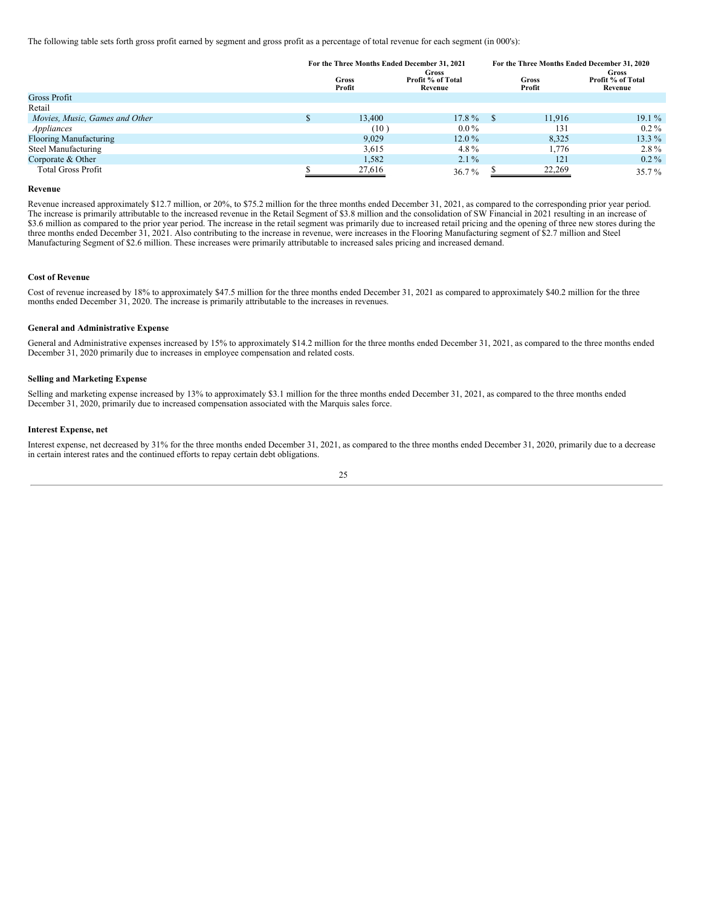The following table sets forth gross profit earned by segment and gross profit as a percentage of total revenue for each segment (in 000's):

| | For the Three Months Ended December 31, 2021 | | For the Three Months Ended December 31, 2020 | |
|---|---|---|---|---|
| | Gross Profit | Gross Profit % of Total Revenue | Gross Profit | Gross Profit % of Total Revenue |
| Gross Profit | | | | |
| Retail | | | | |
| *Movies, Music, Games and Other* | $ 13,400 | 17.8 % | $ 11,916 | 19.1 % |
| *Appliances* | (10 ) | 0.0 % | 131 | 0.2 % |
| Flooring Manufacturing | 9,029 | 12.0 % | 8,325 | 13.3 % |
| Steel Manufacturing | 3,615 | 4.8 % | 1,776 | 2.8 % |
| Corporate & Other | 1,582 | 2.1 % | 121 | 0.2 % |
| Total Gross Profit | $ 27,616 | 36.7 % | $ 22,269 | 35.7 % |

**Revenue**

Revenue increased approximately $12.7 million, or 20%, to $75.2 million for the three months ended December 31, 2021, as compared to the corresponding prior year period. The increase is primarily attributable to the increased revenue in the Retail Segment of $3.8 million and the consolidation of SW Financial in 2021 resulting in an increase of $3.6 million as compared to the prior year period. The increase in the retail segment was primarily due to increased retail pricing and the opening of three new stores during the three months ended December 31, 2021. Also contributing to the increase in revenue, were increases in the Flooring Manufacturing segment of $2.7 million and Steel Manufacturing Segment of $2.6 million. These increases were primarily attributable to increased sales pricing and increased demand.

**Cost of Revenue**

Cost of revenue increased by 18% to approximately $47.5 million for the three months ended December 31, 2021 as compared to approximately $40.2 million for the three months ended December 31, 2020. The increase is primarily attributable to the increases in revenues.

**General and Administrative Expense**

General and Administrative expenses increased by 15% to approximately $14.2 million for the three months ended December 31, 2021, as compared to the three months ended December 31, 2020 primarily due to increases in employee compensation and related costs.

**Selling and Marketing Expense**

Selling and marketing expense increased by 13% to approximately $3.1 million for the three months ended December 31, 2021, as compared to the three months ended December 31, 2020, primarily due to increased compensation associated with the Marquis sales force.

**Interest Expense, net**

Interest expense, net decreased by 31% for the three months ended December 31, 2021, as compared to the three months ended December 31, 2020, primarily due to a decrease in certain interest rates and the continued efforts to repay certain debt obligations.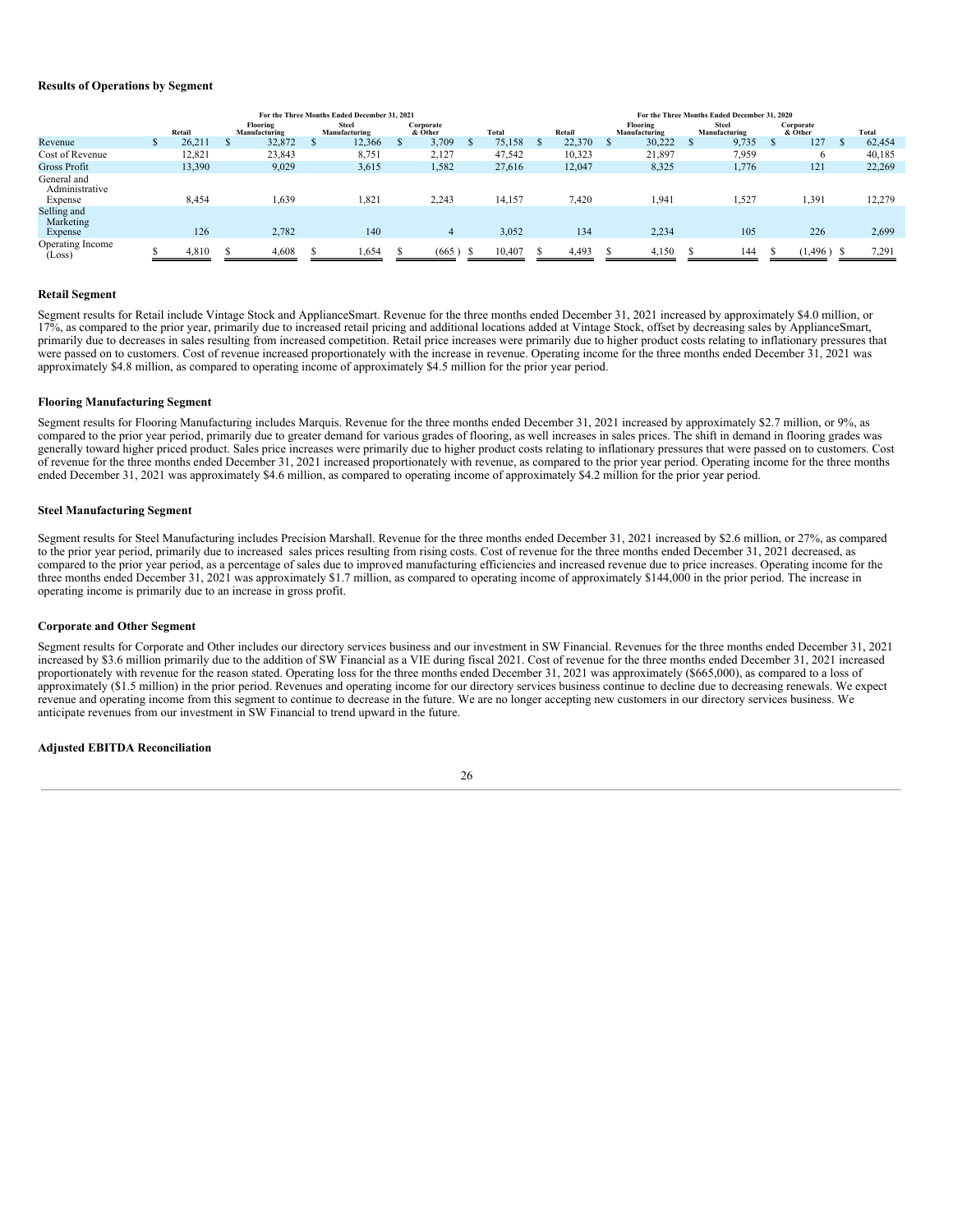**Results of Operations by Segment**

| | For the Three Months Ended December 31, 2021 | | | | | For the Three Months Ended December 31, 2020 | | | | |
|---|---|---|---|---|---|---|---|---|---|---|
| | Retail | Flooring Manufacturing | Steel Manufacturing | Corporate & Other | Total | Retail | Flooring Manufacturing | Steel Manufacturing | Corporate & Other | Total |
| Revenue | $ 26,211 | $ 32,872 | $ 12,366 | $ 3,709 | $ 75,158 | $ 22,370 | $ 30,222 | $ 9,735 | $ 127 | $ 62,454 |
| Cost of Revenue | 12,821 | 23,843 | 8,751 | 2,127 | 47,542 | 10,323 | 21,897 | 7,959 | 6 | 40,185 |
| Gross Profit | 13,390 | 9,029 | 3,615 | 1,582 | 27,616 | 12,047 | 8,325 | 1,776 | 121 | 22,269 |
| General and Administrative Expense | 8,454 | 1,639 | 1,821 | 2,243 | 14,157 | 7,420 | 1,941 | 1,527 | 1,391 | 12,279 |
| Selling and Marketing Expense | 126 | 2,782 | 140 | 4 | 3,052 | 134 | 2,234 | 105 | 226 | 2,699 |
| Operating Income (Loss) | $ 4,810 | $ 4,608 | $ 1,654 | $ (665) | $ 10,407 | $ 4,493 | $ 4,150 | $ 144 | $ (1,496) | $ 7,291 |

**Retail Segment**

Segment results for Retail include Vintage Stock and ApplianceSmart. Revenue for the three months ended December 31, 2021 increased by approximately $4.0 million, or 17%, as compared to the prior year, primarily due to increased retail pricing and additional locations added at Vintage Stock, offset by decreasing sales by ApplianceSmart, primarily due to decreases in sales resulting from increased competition. Retail price increases were primarily due to higher product costs relating to inflationary pressures that were passed on to customers. Cost of revenue increased proportionately with the increase in revenue. Operating income for the three months ended December 31, 2021 was approximately $4.8 million, as compared to operating income of approximately $4.5 million for the prior year period.

**Flooring Manufacturing Segment**

Segment results for Flooring Manufacturing includes Marquis. Revenue for the three months ended December 31, 2021 increased by approximately $2.7 million, or 9%, as compared to the prior year period, primarily due to greater demand for various grades of flooring, as well increases in sales prices. The shift in demand in flooring grades was generally toward higher priced product. Sales price increases were primarily due to higher product costs relating to inflationary pressures that were passed on to customers. Cost of revenue for the three months ended December 31, 2021 increased proportionately with revenue, as compared to the prior year period. Operating income for the three months ended December 31, 2021 was approximately $4.6 million, as compared to operating income of approximately $4.2 million for the prior year period.

**Steel Manufacturing Segment**

Segment results for Steel Manufacturing includes Precision Marshall. Revenue for the three months ended December 31, 2021 increased by $2.6 million, or 27%, as compared to the prior year period, primarily due to increased sales prices resulting from rising costs. Cost of revenue for the three months ended December 31, 2021 decreased, as compared to the prior year period, as a percentage of sales due to improved manufacturing efficiencies and increased revenue due to price increases. Operating income for the three months ended December 31, 2021 was approximately $1.7 million, as compared to operating income of approximately $144,000 in the prior period. The increase in operating income is primarily due to an increase in gross profit.

**Corporate and Other Segment**

Segment results for Corporate and Other includes our directory services business and our investment in SW Financial. Revenues for the three months ended December 31, 2021 increased by $3.6 million primarily due to the addition of SW Financial as a VIE during fiscal 2021. Cost of revenue for the three months ended December 31, 2021 increased proportionately with revenue for the reason stated. Operating loss for the three months ended December 31, 2021 was approximately ($665,000), as compared to a loss of approximately ($1.5 million) in the prior period. Revenues and operating income for our directory services business continue to decline due to decreasing renewals. We expect revenue and operating income from this segment to continue to decrease in the future. We are no longer accepting new customers in our directory services business. We anticipate revenues from our investment in SW Financial to trend upward in the future.

**Adjusted EBITDA Reconciliation**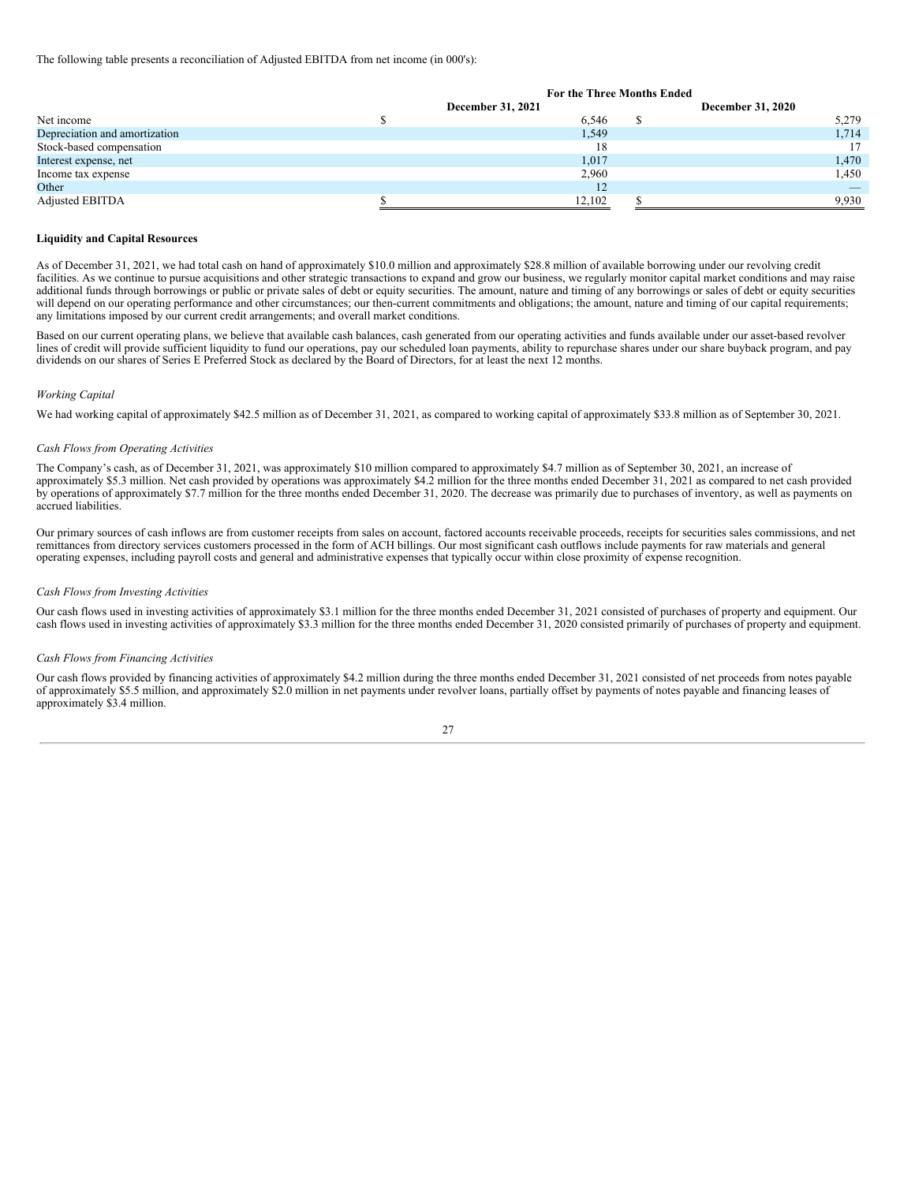The following table presents a reconciliation of Adjusted EBITDA from net income (in 000's):

| | For the Three Months Ended | |
|---|---|---|
| | December 31, 2021 | December 31, 2020 |
| Net income | $ 6,546 | $ 5,279 |
| Depreciation and amortization | 1,549 | 1,714 |
| Stock-based compensation | 18 | 17 |
| Interest expense, net | 1,017 | 1,470 |
| Income tax expense | 2,960 | 1,450 |
| Other | 12 | — |
| Adjusted EBITDA | $ 12,102 | $ 9,930 |

**Liquidity and Capital Resources**

As of December 31, 2021, we had total cash on hand of approximately $10.0 million and approximately $28.8 million of available borrowing under our revolving credit facilities. As we continue to pursue acquisitions and other strategic transactions to expand and grow our business, we regularly monitor capital market conditions and may raise additional funds through borrowings or public or private sales of debt or equity securities. The amount, nature and timing of any borrowings or sales of debt or equity securities will depend on our operating performance and other circumstances; our then-current commitments and obligations; the amount, nature and timing of our capital requirements; any limitations imposed by our current credit arrangements; and overall market conditions.

Based on our current operating plans, we believe that available cash balances, cash generated from our operating activities and funds available under our asset-based revolver lines of credit will provide sufficient liquidity to fund our operations, pay our scheduled loan payments, ability to repurchase shares under our share buyback program, and pay dividends on our shares of Series E Preferred Stock as declared by the Board of Directors, for at least the next 12 months.

*Working Capital*

We had working capital of approximately $42.5 million as of December 31, 2021, as compared to working capital of approximately $33.8 million as of September 30, 2021.

*Cash Flows from Operating Activities*

The Company's cash, as of December 31, 2021, was approximately $10 million compared to approximately $4.7 million as of September 30, 2021, an increase of approximately $5.3 million. Net cash provided by operations was approximately $4.2 million for the three months ended December 31, 2021 as compared to net cash provided by operations of approximately $7.7 million for the three months ended December 31, 2020. The decrease was primarily due to purchases of inventory, as well as payments on accrued liabilities.

Our primary sources of cash inflows are from customer receipts from sales on account, factored accounts receivable proceeds, receipts for securities sales commissions, and net remittances from directory services customers processed in the form of ACH billings. Our most significant cash outflows include payments for raw materials and general operating expenses, including payroll costs and general and administrative expenses that typically occur within close proximity of expense recognition.

*Cash Flows from Investing Activities*

Our cash flows used in investing activities of approximately $3.1 million for the three months ended December 31, 2021 consisted of purchases of property and equipment. Our cash flows used in investing activities of approximately $3.3 million for the three months ended December 31, 2020 consisted primarily of purchases of property and equipment.

*Cash Flows from Financing Activities*

Our cash flows provided by financing activities of approximately $4.2 million during the three months ended December 31, 2021 consisted of net proceeds from notes payable of approximately $5.5 million, and approximately $2.0 million in net payments under revolver loans, partially offset by payments of notes payable and financing leases of approximately $3.4 million.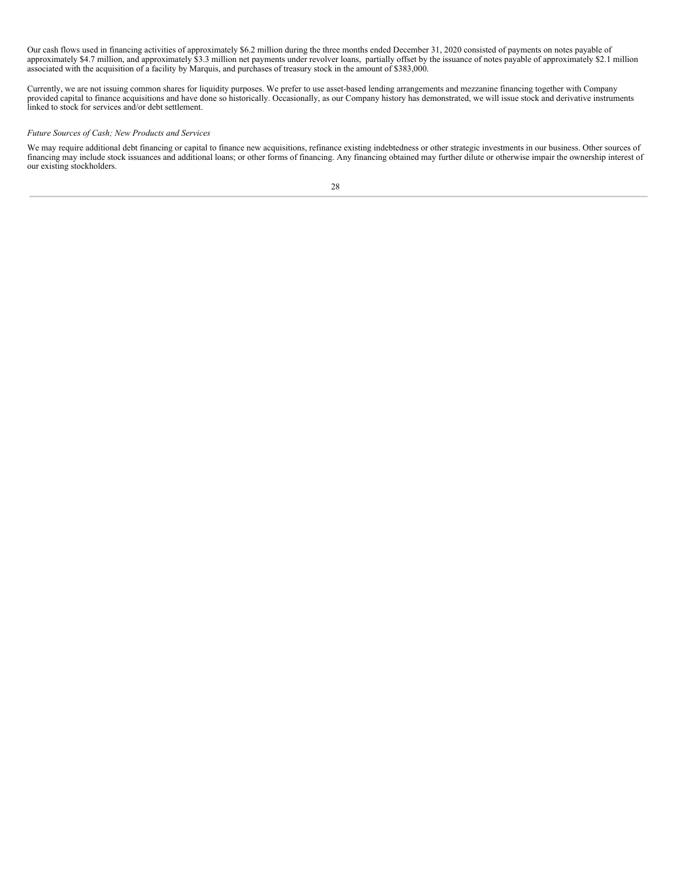Our cash flows used in financing activities of approximately $6.2 million during the three months ended December 31, 2020 consisted of payments on notes payable of approximately $4.7 million, and approximately $3.3 million net payments under revolver loans, partially offset by the issuance of notes payable of approximately $2.1 million associated with the acquisition of a facility by Marquis, and purchases of treasury stock in the amount of $383,000.

Currently, we are not issuing common shares for liquidity purposes. We prefer to use asset-based lending arrangements and mezzanine financing together with Company provided capital to finance acquisitions and have done so historically. Occasionally, as our Company history has demonstrated, we will issue stock and derivative instruments linked to stock for services and/or debt settlement.

*Future Sources of Cash; New Products and Services*

We may require additional debt financing or capital to finance new acquisitions, refinance existing indebtedness or other strategic investments in our business. Other sources of financing may include stock issuances and additional loans; or other forms of financing. Any financing obtained may further dilute or otherwise impair the ownership interest of our existing stockholders.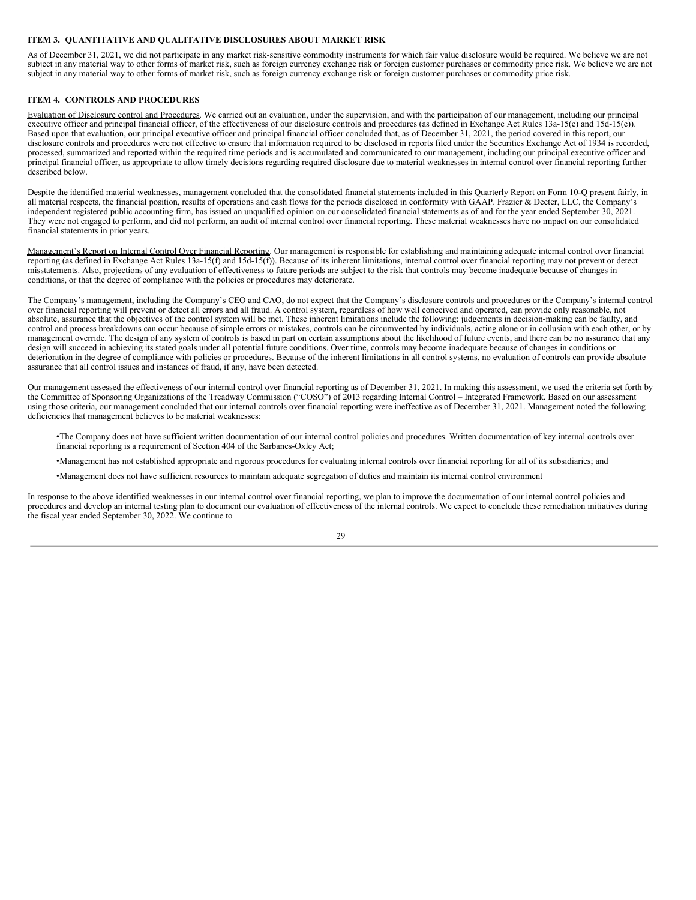### ITEM 3. QUANTITATIVE AND QUALITATIVE DISCLOSURES ABOUT MARKET RISK

As of December 31, 2021, we did not participate in any market risk-sensitive commodity instruments for which fair value disclosure would be required. We believe we are not subject in any material way to other forms of market risk, such as foreign currency exchange risk or foreign customer purchases or commodity price risk. We believe we are not subject in any material way to other forms of market risk, such as foreign currency exchange risk or foreign customer purchases or commodity price risk.

### ITEM 4. CONTROLS AND PROCEDURES

Evaluation of Disclosure control and Procedures. We carried out an evaluation, under the supervision, and with the participation of our management, including our principal executive officer and principal financial officer, of the effectiveness of our disclosure controls and procedures (as defined in Exchange Act Rules 13a-15(e) and 15d-15(e)). Based upon that evaluation, our principal executive officer and principal financial officer concluded that, as of December 31, 2021, the period covered in this report, our disclosure controls and procedures were not effective to ensure that information required to be disclosed in reports filed under the Securities Exchange Act of 1934 is recorded, processed, summarized and reported within the required time periods and is accumulated and communicated to our management, including our principal executive officer and principal financial officer, as appropriate to allow timely decisions regarding required disclosure due to material weaknesses in internal control over financial reporting further described below.

Despite the identified material weaknesses, management concluded that the consolidated financial statements included in this Quarterly Report on Form 10-Q present fairly, in all material respects, the financial position, results of operations and cash flows for the periods disclosed in conformity with GAAP. Frazier & Deeter, LLC, the Company's independent registered public accounting firm, has issued an unqualified opinion on our consolidated financial statements as of and for the year ended September 30, 2021. They were not engaged to perform, and did not perform, an audit of internal control over financial reporting. These material weaknesses have no impact on our consolidated financial statements in prior years.

Management's Report on Internal Control Over Financial Reporting. Our management is responsible for establishing and maintaining adequate internal control over financial reporting (as defined in Exchange Act Rules 13a-15(f) and 15d-15(f)). Because of its inherent limitations, internal control over financial reporting may not prevent or detect misstatements. Also, projections of any evaluation of effectiveness to future periods are subject to the risk that controls may become inadequate because of changes in conditions, or that the degree of compliance with the policies or procedures may deteriorate.

The Company's management, including the Company's CEO and CAO, do not expect that the Company's disclosure controls and procedures or the Company's internal control over financial reporting will prevent or detect all errors and all fraud. A control system, regardless of how well conceived and operated, can provide only reasonable, not absolute, assurance that the objectives of the control system will be met. These inherent limitations include the following: judgements in decision-making can be faulty, and control and process breakdowns can occur because of simple errors or mistakes, controls can be circumvented by individuals, acting alone or in collusion with each other, or by management override. The design of any system of controls is based in part on certain assumptions about the likelihood of future events, and there can be no assurance that any design will succeed in achieving its stated goals under all potential future conditions. Over time, controls may become inadequate because of changes in conditions or deterioration in the degree of compliance with policies or procedures. Because of the inherent limitations in all control systems, no evaluation of controls can provide absolute assurance that all control issues and instances of fraud, if any, have been detected.

Our management assessed the effectiveness of our internal control over financial reporting as of December 31, 2021. In making this assessment, we used the criteria set forth by the Committee of Sponsoring Organizations of the Treadway Commission ("COSO") of 2013 regarding Internal Control – Integrated Framework. Based on our assessment using those criteria, our management concluded that our internal controls over financial reporting were ineffective as of December 31, 2021. Management noted the following deficiencies that management believes to be material weaknesses:

- The Company does not have sufficient written documentation of our internal control policies and procedures. Written documentation of key internal controls over financial reporting is a requirement of Section 404 of the Sarbanes-Oxley Act;
- Management has not established appropriate and rigorous procedures for evaluating internal controls over financial reporting for all of its subsidiaries; and
- Management does not have sufficient resources to maintain adequate segregation of duties and maintain its internal control environment

In response to the above identified weaknesses in our internal control over financial reporting, we plan to improve the documentation of our internal control policies and procedures and develop an internal testing plan to document our evaluation of effectiveness of the internal controls. We expect to conclude these remediation initiatives during the fiscal year ended September 30, 2022. We continue to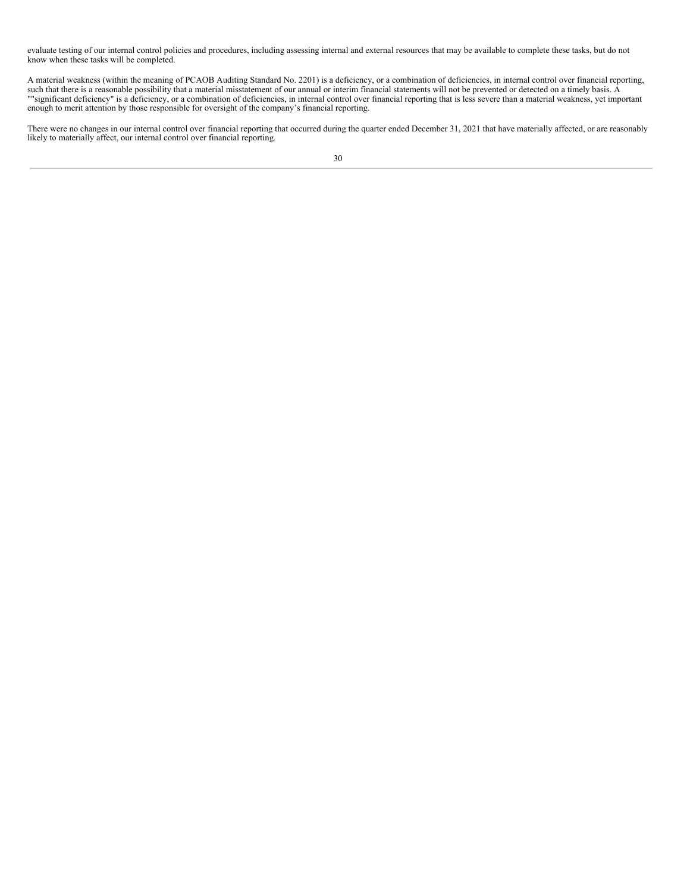evaluate testing of our internal control policies and procedures, including assessing internal and external resources that may be available to complete these tasks, but do not know when these tasks will be completed.

A material weakness (within the meaning of PCAOB Auditing Standard No. 2201) is a deficiency, or a combination of deficiencies, in internal control over financial reporting, such that there is a reasonable possibility that a material misstatement of our annual or interim financial statements will not be prevented or detected on a timely basis. A ""significant deficiency" is a deficiency, or a combination of deficiencies, in internal control over financial reporting that is less severe than a material weakness, yet important enough to merit attention by those responsible for oversight of the company's financial reporting.

There were no changes in our internal control over financial reporting that occurred during the quarter ended December 31, 2021 that have materially affected, or are reasonably likely to materially affect, our internal control over financial reporting.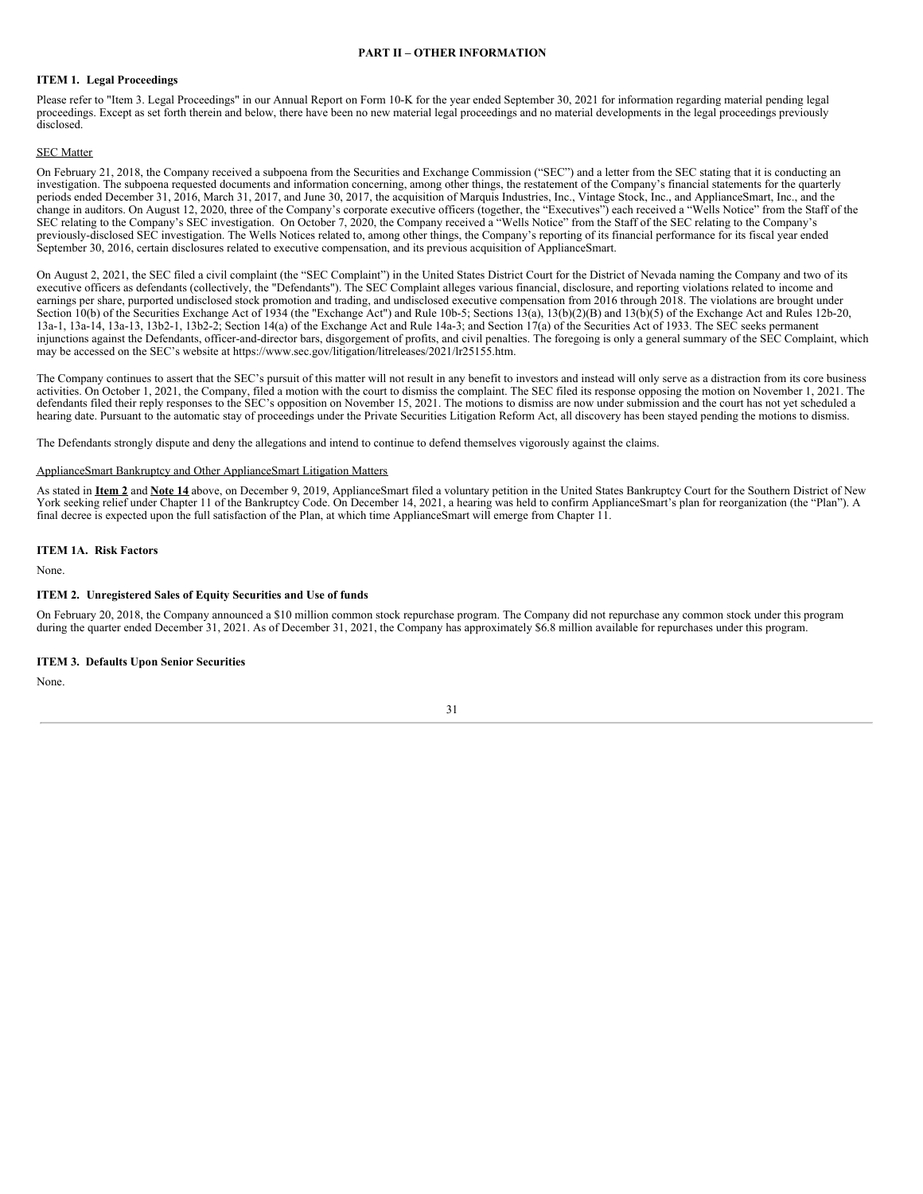## PART II – OTHER INFORMATION

### ITEM 1. Legal Proceedings

Please refer to "Item 3. Legal Proceedings" in our Annual Report on Form 10-K for the year ended September 30, 2021 for information regarding material pending legal proceedings. Except as set forth therein and below, there have been no new material legal proceedings and no material developments in the legal proceedings previously disclosed.

SEC Matter

On February 21, 2018, the Company received a subpoena from the Securities and Exchange Commission ("SEC") and a letter from the SEC stating that it is conducting an investigation. The subpoena requested documents and information concerning, among other things, the restatement of the Company's financial statements for the quarterly periods ended December 31, 2016, March 31, 2017, and June 30, 2017, the acquisition of Marquis Industries, Inc., Vintage Stock, Inc., and ApplianceSmart, Inc., and the change in auditors. On August 12, 2020, three of the Company's corporate executive officers (together, the "Executives") each received a "Wells Notice" from the Staff of the SEC relating to the Company's SEC investigation. On October 7, 2020, the Company received a "Wells Notice" from the Staff of the SEC relating to the Company's previously-disclosed SEC investigation. The Wells Notices related to, among other things, the Company's reporting of its financial performance for its fiscal year ended September 30, 2016, certain disclosures related to executive compensation, and its previous acquisition of ApplianceSmart.

On August 2, 2021, the SEC filed a civil complaint (the "SEC Complaint") in the United States District Court for the District of Nevada naming the Company and two of its executive officers as defendants (collectively, the "Defendants"). The SEC Complaint alleges various financial, disclosure, and reporting violations related to income and earnings per share, purported undisclosed stock promotion and trading, and undisclosed executive compensation from 2016 through 2018. The violations are brought under Section 10(b) of the Securities Exchange Act of 1934 (the "Exchange Act") and Rule 10b-5; Sections 13(a), 13(b)(2)(B) and 13(b)(5) of the Exchange Act and Rules 12b-20, 13a-1, 13a-14, 13a-13, 13b2-1, 13b2-2; Section 14(a) of the Exchange Act and Rule 14a-3; and Section 17(a) of the Securities Act of 1933. The SEC seeks permanent injunctions against the Defendants, officer-and-director bars, disgorgement of profits, and civil penalties. The foregoing is only a general summary of the SEC Complaint, which may be accessed on the SEC's website at https://www.sec.gov/litigation/litreleases/2021/lr25155.htm.

The Company continues to assert that the SEC's pursuit of this matter will not result in any benefit to investors and instead will only serve as a distraction from its core business activities. On October 1, 2021, the Company, filed a motion with the court to dismiss the complaint. The SEC filed its response opposing the motion on November 1, 2021. The defendants filed their reply responses to the SEC's opposition on November 15, 2021. The motions to dismiss are now under submission and the court has not yet scheduled a hearing date. Pursuant to the automatic stay of proceedings under the Private Securities Litigation Reform Act, all discovery has been stayed pending the motions to dismiss.

The Defendants strongly dispute and deny the allegations and intend to continue to defend themselves vigorously against the claims.

ApplianceSmart Bankruptcy and Other ApplianceSmart Litigation Matters

As stated in **Item 2** and **Note 14** above, on December 9, 2019, ApplianceSmart filed a voluntary petition in the United States Bankruptcy Court for the Southern District of New York seeking relief under Chapter 11 of the Bankruptcy Code. On December 14, 2021, a hearing was held to confirm ApplianceSmart's plan for reorganization (the "Plan"). A final decree is expected upon the full satisfaction of the Plan, at which time ApplianceSmart will emerge from Chapter 11.

### ITEM 1A. Risk Factors

None.

### ITEM 2. Unregistered Sales of Equity Securities and Use of funds

On February 20, 2018, the Company announced a $10 million common stock repurchase program. The Company did not repurchase any common stock under this program during the quarter ended December 31, 2021. As of December 31, 2021, the Company has approximately $6.8 million available for repurchases under this program.

### ITEM 3. Defaults Upon Senior Securities

None.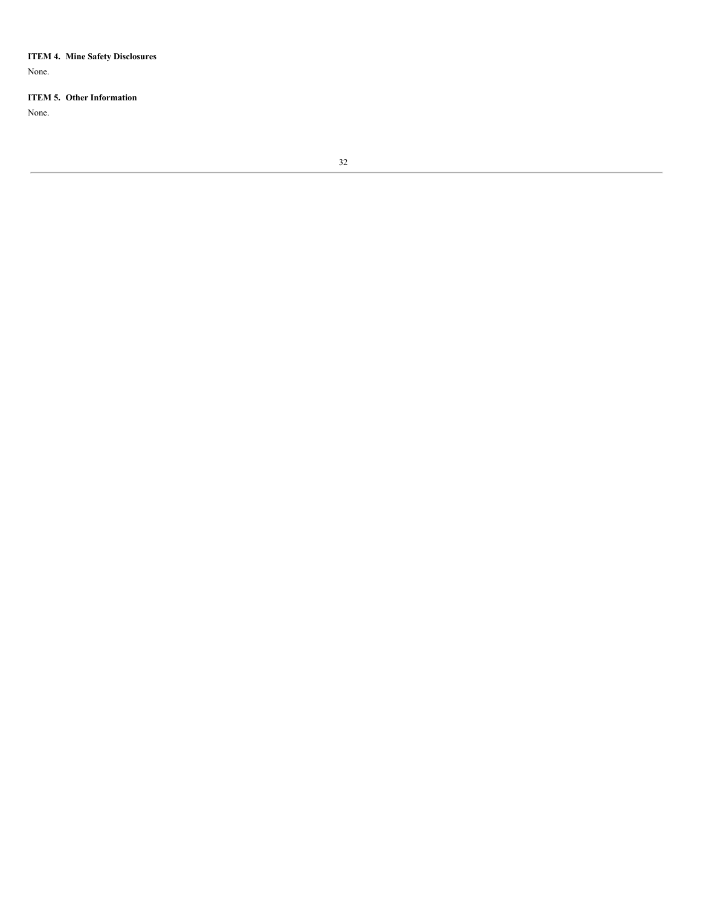### ITEM 4. Mine Safety Disclosures

None.

### ITEM 5. Other Information

None.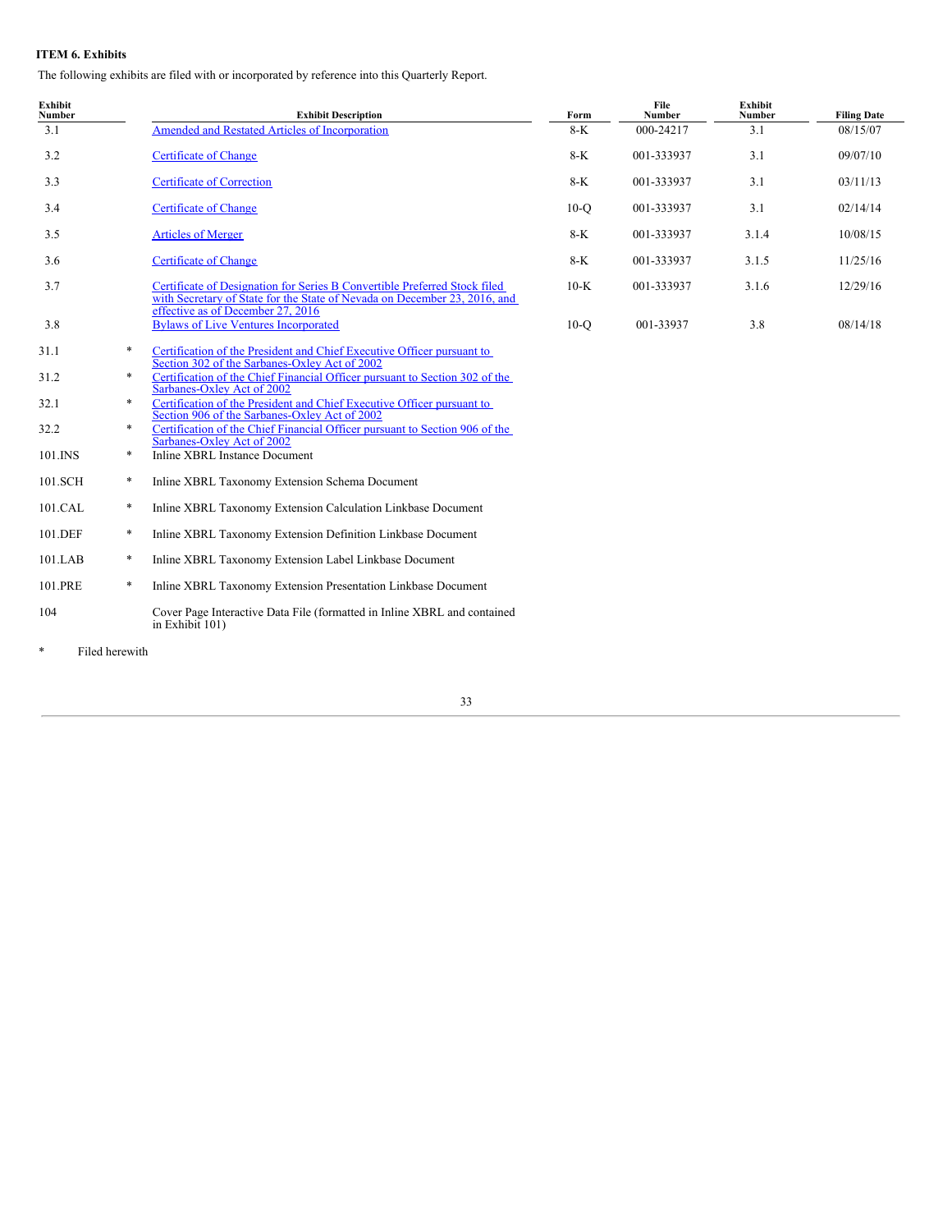**ITEM 6. Exhibits**

The following exhibits are filed with or incorporated by reference into this Quarterly Report.

| Exhibit Number | | Exhibit Description | Form | File Number | Exhibit Number | Filing Date |
|---|---|---|---|---|---|---|
| 3.1 | | Amended and Restated Articles of Incorporation | 8-K | 000-24217 | 3.1 | 08/15/07 |
| 3.2 | | Certificate of Change | 8-K | 001-333937 | 3.1 | 09/07/10 |
| 3.3 | | Certificate of Correction | 8-K | 001-333937 | 3.1 | 03/11/13 |
| 3.4 | | Certificate of Change | 10-Q | 001-333937 | 3.1 | 02/14/14 |
| 3.5 | | Articles of Merger | 8-K | 001-333937 | 3.1.4 | 10/08/15 |
| 3.6 | | Certificate of Change | 8-K | 001-333937 | 3.1.5 | 11/25/16 |
| 3.7 | | Certificate of Designation for Series B Convertible Preferred Stock filed with Secretary of State for the State of Nevada on December 23, 2016, and effective as of December 27, 2016 | 10-K | 001-333937 | 3.1.6 | 12/29/16 |
| 3.8 | | Bylaws of Live Ventures Incorporated | 10-Q | 001-33937 | 3.8 | 08/14/18 |
| 31.1 | * | Certification of the President and Chief Executive Officer pursuant to Section 302 of the Sarbanes-Oxley Act of 2002 | | | | |
| 31.2 | * | Certification of the Chief Financial Officer pursuant to Section 302 of the Sarbanes-Oxley Act of 2002 | | | | |
| 32.1 | * | Certification of the President and Chief Executive Officer pursuant to Section 906 of the Sarbanes-Oxley Act of 2002 | | | | |
| 32.2 | * | Certification of the Chief Financial Officer pursuant to Section 906 of the Sarbanes-Oxley Act of 2002 | | | | |
| 101.INS | * | Inline XBRL Instance Document | | | | |
| 101.SCH | * | Inline XBRL Taxonomy Extension Schema Document | | | | |
| 101.CAL | * | Inline XBRL Taxonomy Extension Calculation Linkbase Document | | | | |
| 101.DEF | * | Inline XBRL Taxonomy Extension Definition Linkbase Document | | | | |
| 101.LAB | * | Inline XBRL Taxonomy Extension Label Linkbase Document | | | | |
| 101.PRE | * | Inline XBRL Taxonomy Extension Presentation Linkbase Document | | | | |
| 104 | | Cover Page Interactive Data File (formatted in Inline XBRL and contained in Exhibit 101) | | | | |

\* Filed herewith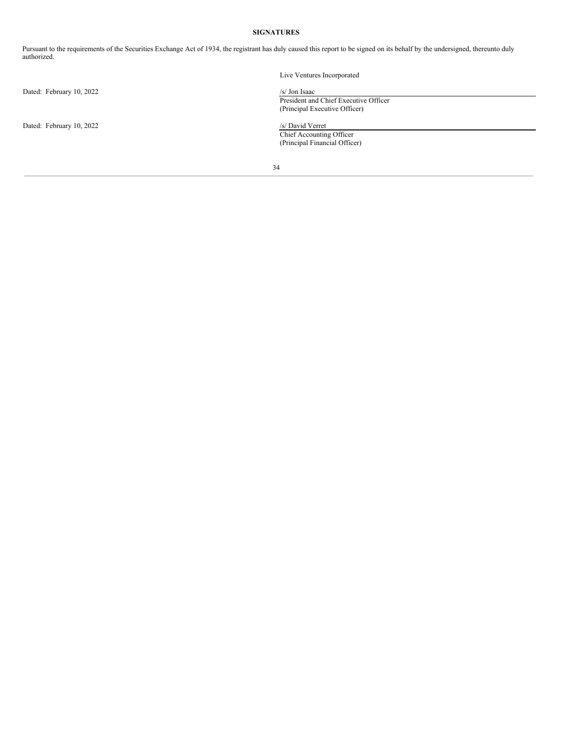## SIGNATURES

Pursuant to the requirements of the Securities Exchange Act of 1934, the registrant has duly caused this report to be signed on its behalf by the undersigned, thereunto duly authorized.

| | |
|---|---|
| | Live Ventures Incorporated |
| Dated: February 10, 2022 | /s/ Jon Isaac |
| | President and Chief Executive Officer<br>(Principal Executive Officer) |
| Dated: February 10, 2022 | /s/ David Verret |
| | Chief Accounting Officer<br>(Principal Financial Officer) |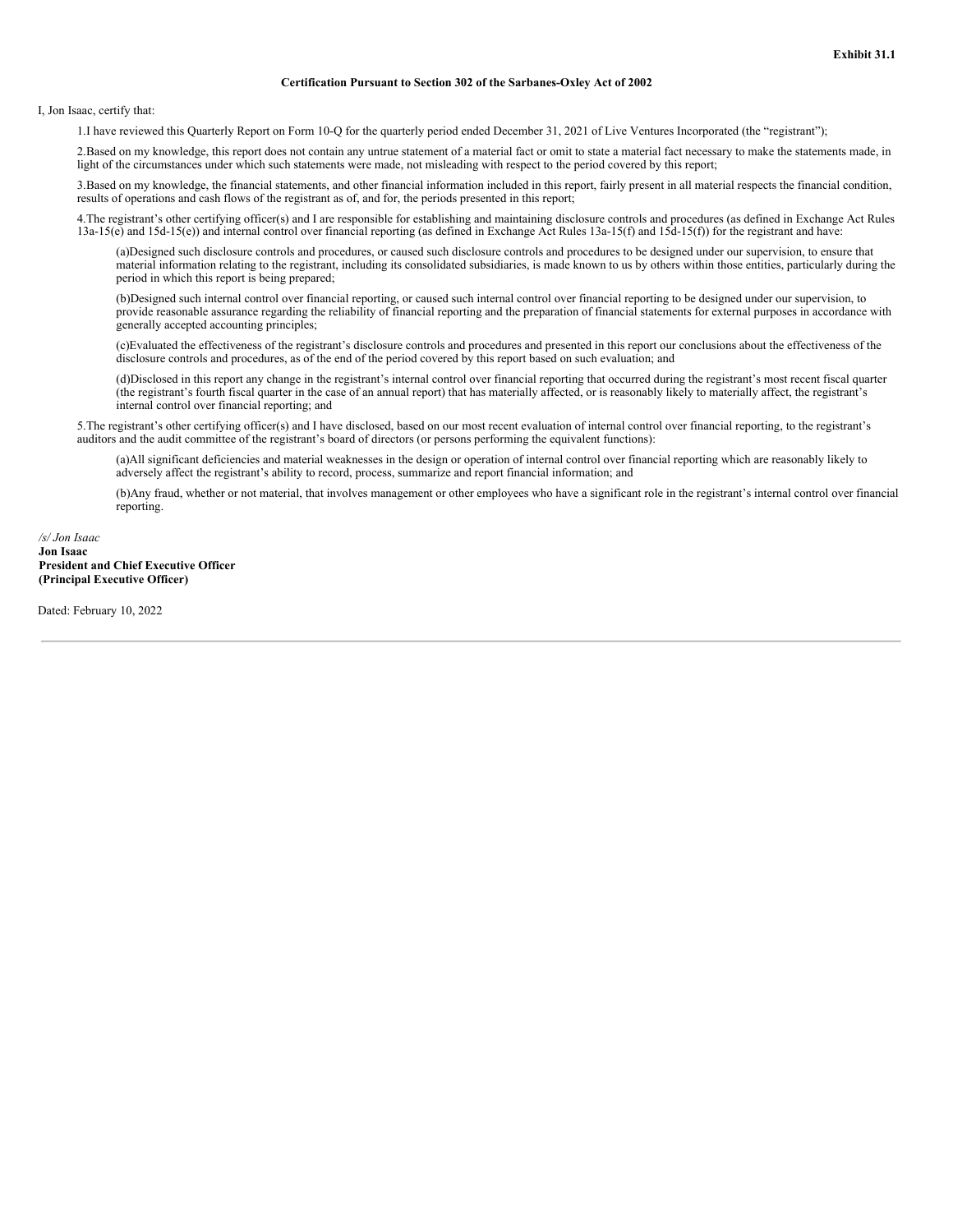**Exhibit 31.1**

**Certification Pursuant to Section 302 of the Sarbanes-Oxley Act of 2002**

I, Jon Isaac, certify that:

1.I have reviewed this Quarterly Report on Form 10-Q for the quarterly period ended December 31, 2021 of Live Ventures Incorporated (the "registrant");

2.Based on my knowledge, this report does not contain any untrue statement of a material fact or omit to state a material fact necessary to make the statements made, in light of the circumstances under which such statements were made, not misleading with respect to the period covered by this report;

3.Based on my knowledge, the financial statements, and other financial information included in this report, fairly present in all material respects the financial condition, results of operations and cash flows of the registrant as of, and for, the periods presented in this report;

4.The registrant's other certifying officer(s) and I are responsible for establishing and maintaining disclosure controls and procedures (as defined in Exchange Act Rules 13a-15(e) and 15d-15(e)) and internal control over financial reporting (as defined in Exchange Act Rules 13a-15(f) and 15d-15(f)) for the registrant and have:

(a)Designed such disclosure controls and procedures, or caused such disclosure controls and procedures to be designed under our supervision, to ensure that material information relating to the registrant, including its consolidated subsidiaries, is made known to us by others within those entities, particularly during the period in which this report is being prepared;

(b)Designed such internal control over financial reporting, or caused such internal control over financial reporting to be designed under our supervision, to provide reasonable assurance regarding the reliability of financial reporting and the preparation of financial statements for external purposes in accordance with generally accepted accounting principles;

(c)Evaluated the effectiveness of the registrant's disclosure controls and procedures and presented in this report our conclusions about the effectiveness of the disclosure controls and procedures, as of the end of the period covered by this report based on such evaluation; and

(d)Disclosed in this report any change in the registrant's internal control over financial reporting that occurred during the registrant's most recent fiscal quarter (the registrant's fourth fiscal quarter in the case of an annual report) that has materially affected, or is reasonably likely to materially affect, the registrant's internal control over financial reporting; and

5.The registrant's other certifying officer(s) and I have disclosed, based on our most recent evaluation of internal control over financial reporting, to the registrant's auditors and the audit committee of the registrant's board of directors (or persons performing the equivalent functions):

(a)All significant deficiencies and material weaknesses in the design or operation of internal control over financial reporting which are reasonably likely to adversely affect the registrant's ability to record, process, summarize and report financial information; and

(b)Any fraud, whether or not material, that involves management or other employees who have a significant role in the registrant's internal control over financial reporting.

*/s/ Jon Isaac*
**Jon Isaac**
**President and Chief Executive Officer**
**(Principal Executive Officer)**

Dated: February 10, 2022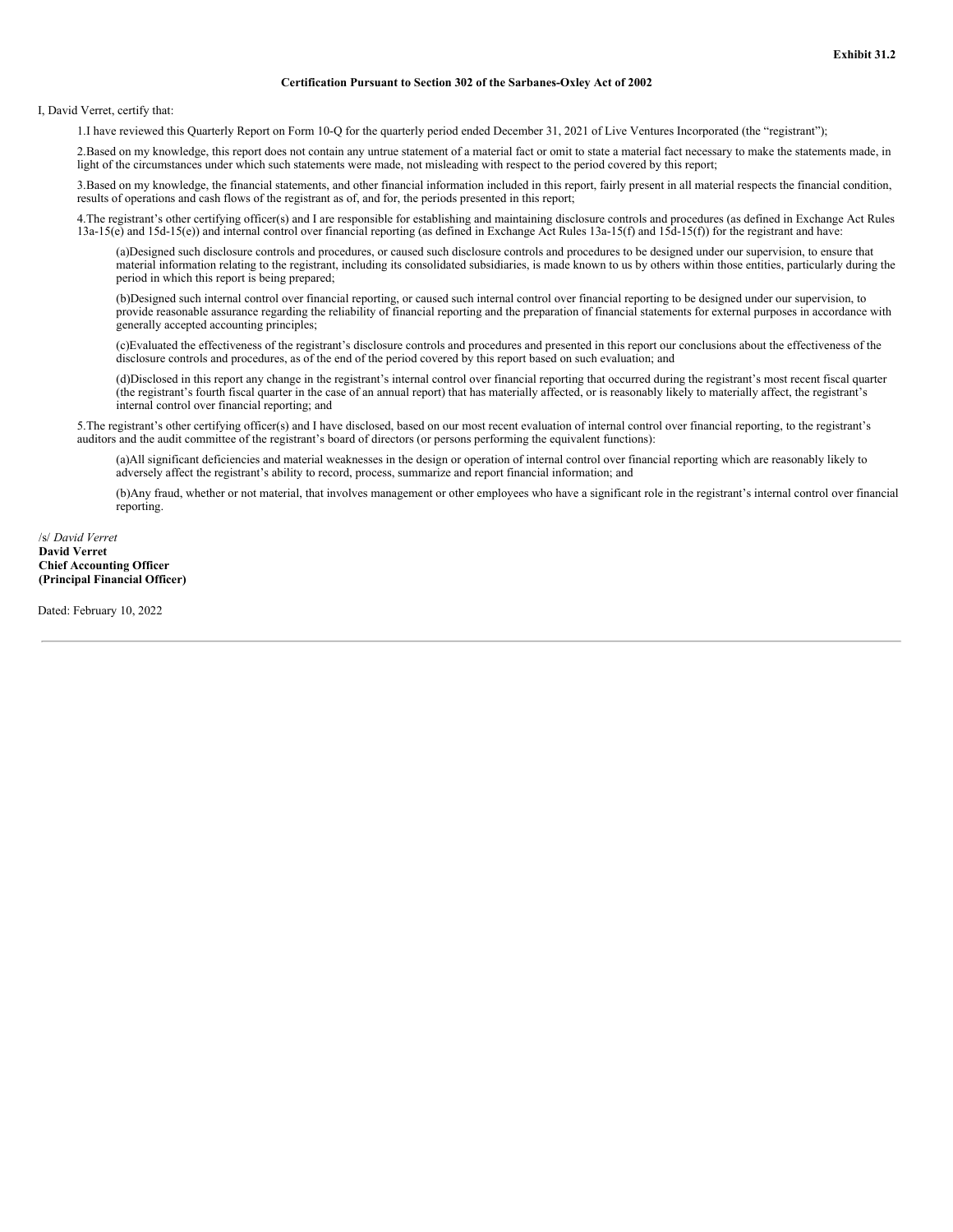**Exhibit 31.2**

**Certification Pursuant to Section 302 of the Sarbanes-Oxley Act of 2002**

I, David Verret, certify that:

1.I have reviewed this Quarterly Report on Form 10-Q for the quarterly period ended December 31, 2021 of Live Ventures Incorporated (the "registrant");

2.Based on my knowledge, this report does not contain any untrue statement of a material fact or omit to state a material fact necessary to make the statements made, in light of the circumstances under which such statements were made, not misleading with respect to the period covered by this report;

3.Based on my knowledge, the financial statements, and other financial information included in this report, fairly present in all material respects the financial condition, results of operations and cash flows of the registrant as of, and for, the periods presented in this report;

4.The registrant's other certifying officer(s) and I are responsible for establishing and maintaining disclosure controls and procedures (as defined in Exchange Act Rules 13a-15(e) and 15d-15(e)) and internal control over financial reporting (as defined in Exchange Act Rules 13a-15(f) and 15d-15(f)) for the registrant and have:

(a)Designed such disclosure controls and procedures, or caused such disclosure controls and procedures to be designed under our supervision, to ensure that material information relating to the registrant, including its consolidated subsidiaries, is made known to us by others within those entities, particularly during the period in which this report is being prepared;

(b)Designed such internal control over financial reporting, or caused such internal control over financial reporting to be designed under our supervision, to provide reasonable assurance regarding the reliability of financial reporting and the preparation of financial statements for external purposes in accordance with generally accepted accounting principles;

(c)Evaluated the effectiveness of the registrant's disclosure controls and procedures and presented in this report our conclusions about the effectiveness of the disclosure controls and procedures, as of the end of the period covered by this report based on such evaluation; and

(d)Disclosed in this report any change in the registrant's internal control over financial reporting that occurred during the registrant's most recent fiscal quarter (the registrant's fourth fiscal quarter in the case of an annual report) that has materially affected, or is reasonably likely to materially affect, the registrant's internal control over financial reporting; and

5.The registrant's other certifying officer(s) and I have disclosed, based on our most recent evaluation of internal control over financial reporting, to the registrant's auditors and the audit committee of the registrant's board of directors (or persons performing the equivalent functions):

(a)All significant deficiencies and material weaknesses in the design or operation of internal control over financial reporting which are reasonably likely to adversely affect the registrant's ability to record, process, summarize and report financial information; and

(b)Any fraud, whether or not material, that involves management or other employees who have a significant role in the registrant's internal control over financial reporting.

/s/ *David Verret*
**David Verret**
**Chief Accounting Officer**
**(Principal Financial Officer)**

Dated: February 10, 2022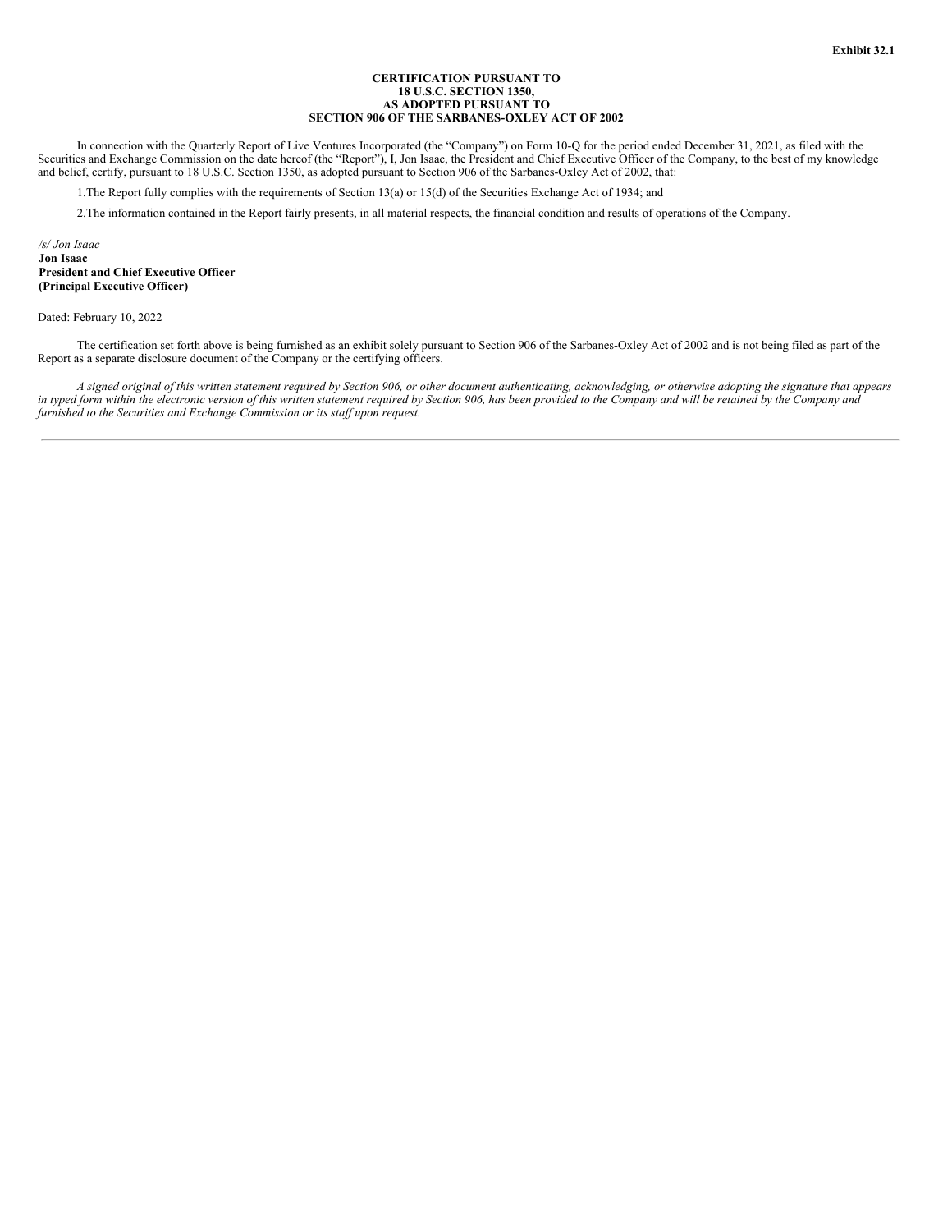**Exhibit 32.1**

**CERTIFICATION PURSUANT TO
18 U.S.C. SECTION 1350,
AS ADOPTED PURSUANT TO
SECTION 906 OF THE SARBANES-OXLEY ACT OF 2002**

In connection with the Quarterly Report of Live Ventures Incorporated (the "Company") on Form 10-Q for the period ended December 31, 2021, as filed with the Securities and Exchange Commission on the date hereof (the "Report"), I, Jon Isaac, the President and Chief Executive Officer of the Company, to the best of my knowledge and belief, certify, pursuant to 18 U.S.C. Section 1350, as adopted pursuant to Section 906 of the Sarbanes-Oxley Act of 2002, that:

1. The Report fully complies with the requirements of Section 13(a) or 15(d) of the Securities Exchange Act of 1934; and

2. The information contained in the Report fairly presents, in all material respects, the financial condition and results of operations of the Company.

*/s/ Jon Isaac*
**Jon Isaac**
**President and Chief Executive Officer**
**(Principal Executive Officer)**

Dated: February 10, 2022

The certification set forth above is being furnished as an exhibit solely pursuant to Section 906 of the Sarbanes-Oxley Act of 2002 and is not being filed as part of the Report as a separate disclosure document of the Company or the certifying officers.

*A signed original of this written statement required by Section 906, or other document authenticating, acknowledging, or otherwise adopting the signature that appears in typed form within the electronic version of this written statement required by Section 906, has been provided to the Company and will be retained by the Company and furnished to the Securities and Exchange Commission or its staff upon request.*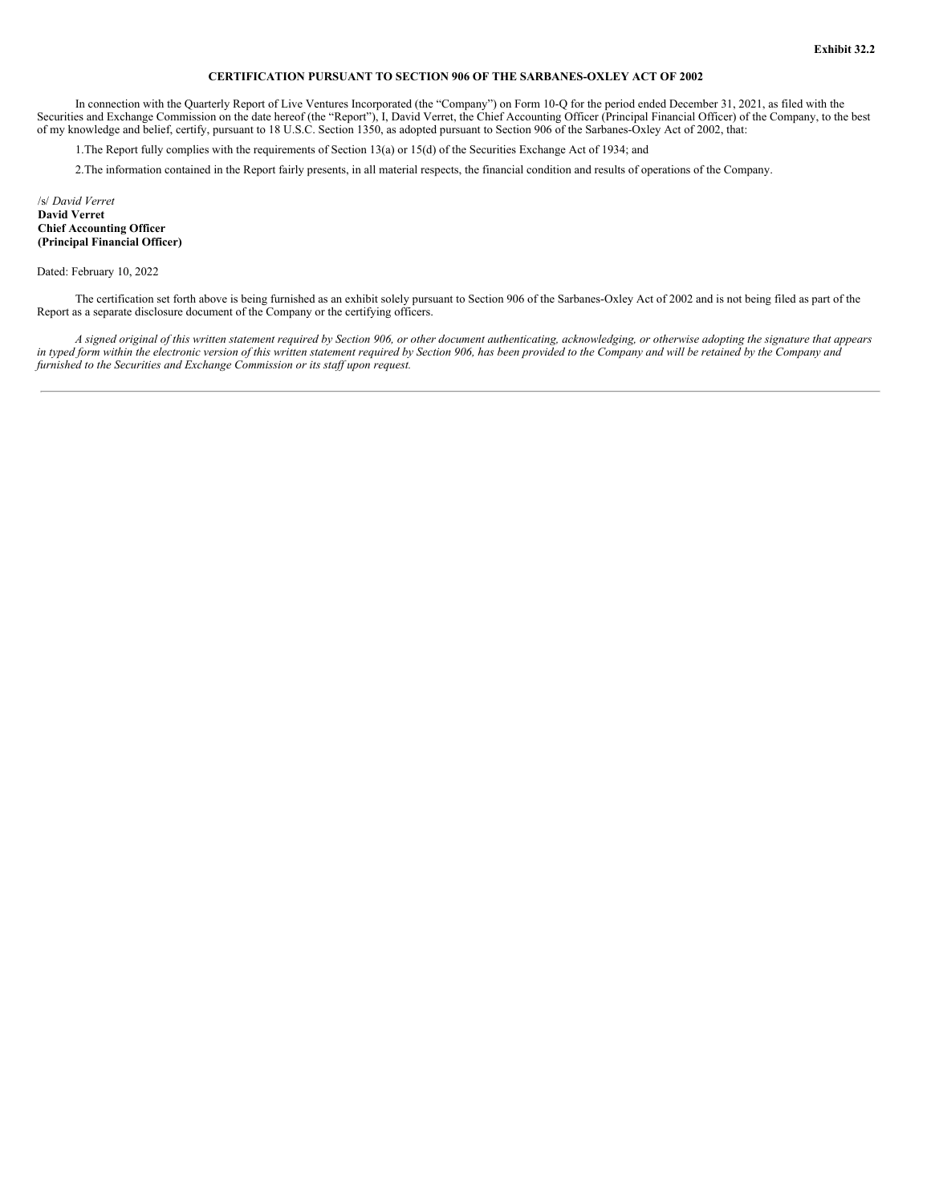**Exhibit 32.2**

**CERTIFICATION PURSUANT TO SECTION 906 OF THE SARBANES-OXLEY ACT OF 2002**

In connection with the Quarterly Report of Live Ventures Incorporated (the "Company") on Form 10-Q for the period ended December 31, 2021, as filed with the Securities and Exchange Commission on the date hereof (the "Report"), I, David Verret, the Chief Accounting Officer (Principal Financial Officer) of the Company, to the best of my knowledge and belief, certify, pursuant to 18 U.S.C. Section 1350, as adopted pursuant to Section 906 of the Sarbanes-Oxley Act of 2002, that:

1.The Report fully complies with the requirements of Section 13(a) or 15(d) of the Securities Exchange Act of 1934; and

2.The information contained in the Report fairly presents, in all material respects, the financial condition and results of operations of the Company.

/s/ *David Verret*
**David Verret**
**Chief Accounting Officer**
**(Principal Financial Officer)**

Dated: February 10, 2022

The certification set forth above is being furnished as an exhibit solely pursuant to Section 906 of the Sarbanes-Oxley Act of 2002 and is not being filed as part of the Report as a separate disclosure document of the Company or the certifying officers.

*A signed original of this written statement required by Section 906, or other document authenticating, acknowledging, or otherwise adopting the signature that appears in typed form within the electronic version of this written statement required by Section 906, has been provided to the Company and will be retained by the Company and furnished to the Securities and Exchange Commission or its staff upon request.*